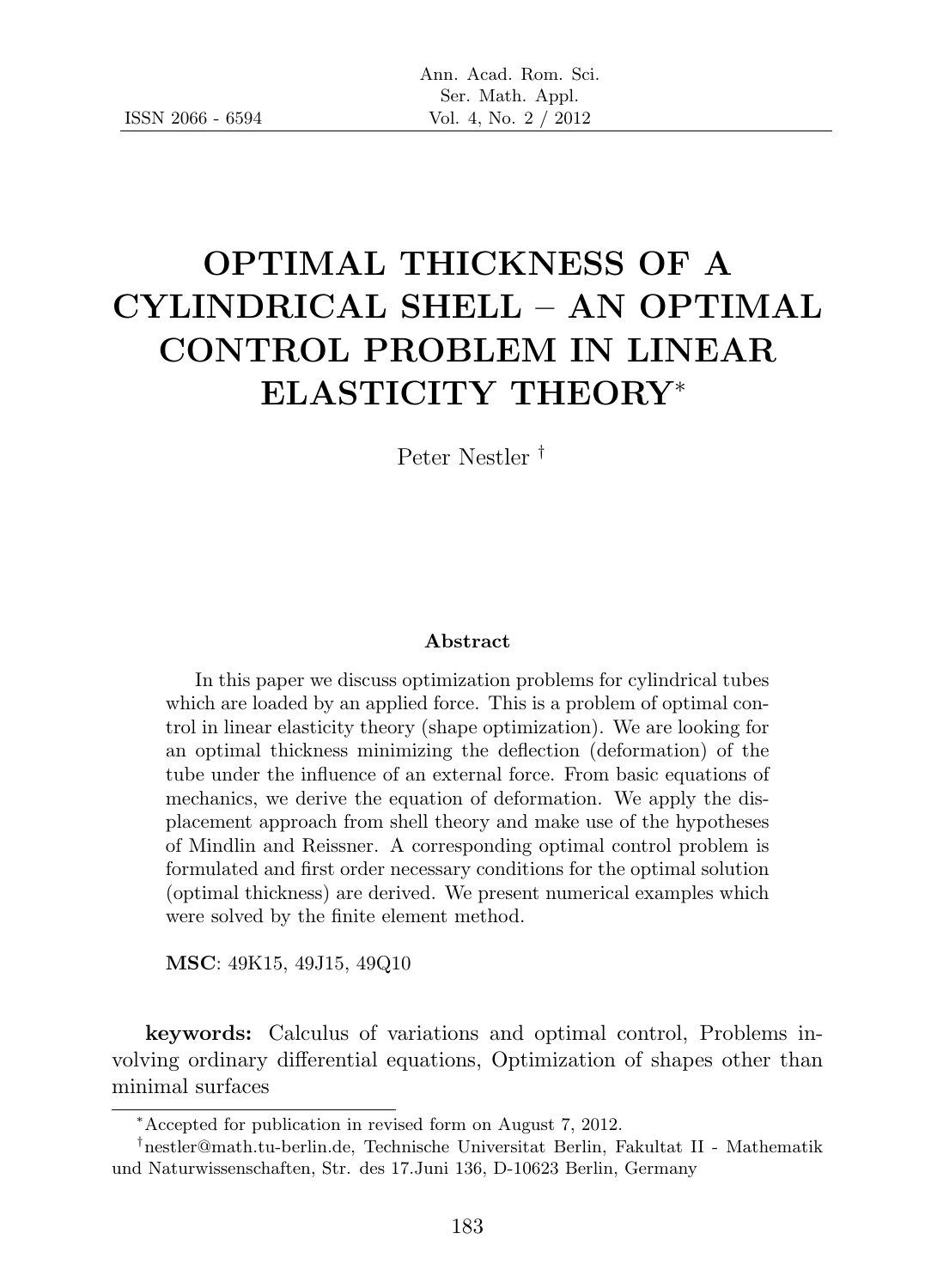# OPTIMAL THICKNESS OF A CYLINDRICAL SHELL – AN OPTIMAL CONTROL PROBLEM IN LINEAR ELASTICITY THEORY*

Peter Nestler †

### Abstract

In this paper we discuss optimization problems for cylindrical tubes which are loaded by an applied force. This is a problem of optimal control in linear elasticity theory (shape optimization). We are looking for an optimal thickness minimizing the deflection (deformation) of the tube under the influence of an external force. From basic equations of mechanics, we derive the equation of deformation. We apply the displacement approach from shell theory and make use of the hypotheses of Mindlin and Reissner. A corresponding optimal control problem is formulated and first order necessary conditions for the optimal solution (optimal thickness) are derived. We present numerical examples which were solved by the finite element method.

**MSC**: 49K15, 49J15, 49Q10

**keywords:** Calculus of variations and optimal control, Problems involving ordinary differential equations, Optimization of shapes other than minimal surfaces

---

*Accepted for publication in revised form on August 7, 2012.

†nestler@math.tu-berlin.de, Technische Universitat Berlin, Fakultat II - Mathematik und Naturwissenschaften, Str. des 17.Juni 136, D-10623 Berlin, Germany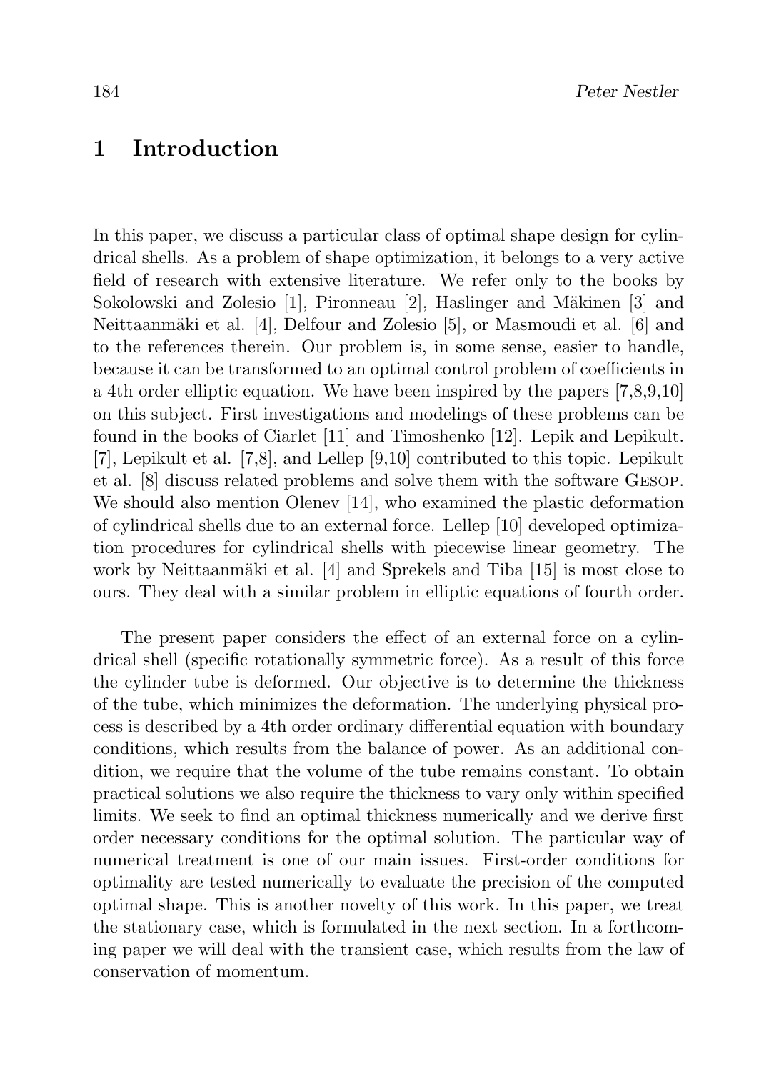## 1 Introduction

In this paper, we discuss a particular class of optimal shape design for cylindrical shells. As a problem of shape optimization, it belongs to a very active field of research with extensive literature. We refer only to the books by Sokolowski and Zolesio [1], Pironneau [2], Haslinger and Mäkinen [3] and Neittaanmäki et al. [4], Delfour and Zolesio [5], or Masmoudi et al. [6] and to the references therein. Our problem is, in some sense, easier to handle, because it can be transformed to an optimal control problem of coefficients in a 4th order elliptic equation. We have been inspired by the papers [7,8,9,10] on this subject. First investigations and modelings of these problems can be found in the books of Ciarlet [11] and Timoshenko [12]. Lepik and Lepikult. [7], Lepikult et al. [7,8], and Lellep [9,10] contributed to this topic. Lepikult et al. [8] discuss related problems and solve them with the software Gesop. We should also mention Olenev [14], who examined the plastic deformation of cylindrical shells due to an external force. Lellep [10] developed optimization procedures for cylindrical shells with piecewise linear geometry. The work by Neittaanmäki et al. [4] and Sprekels and Tiba [15] is most close to ours. They deal with a similar problem in elliptic equations of fourth order.

The present paper considers the effect of an external force on a cylindrical shell (specific rotationally symmetric force). As a result of this force the cylinder tube is deformed. Our objective is to determine the thickness of the tube, which minimizes the deformation. The underlying physical process is described by a 4th order ordinary differential equation with boundary conditions, which results from the balance of power. As an additional condition, we require that the volume of the tube remains constant. To obtain practical solutions we also require the thickness to vary only within specified limits. We seek to find an optimal thickness numerically and we derive first order necessary conditions for the optimal solution. The particular way of numerical treatment is one of our main issues. First-order conditions for optimality are tested numerically to evaluate the precision of the computed optimal shape. This is another novelty of this work. In this paper, we treat the stationary case, which is formulated in the next section. In a forthcoming paper we will deal with the transient case, which results from the law of conservation of momentum.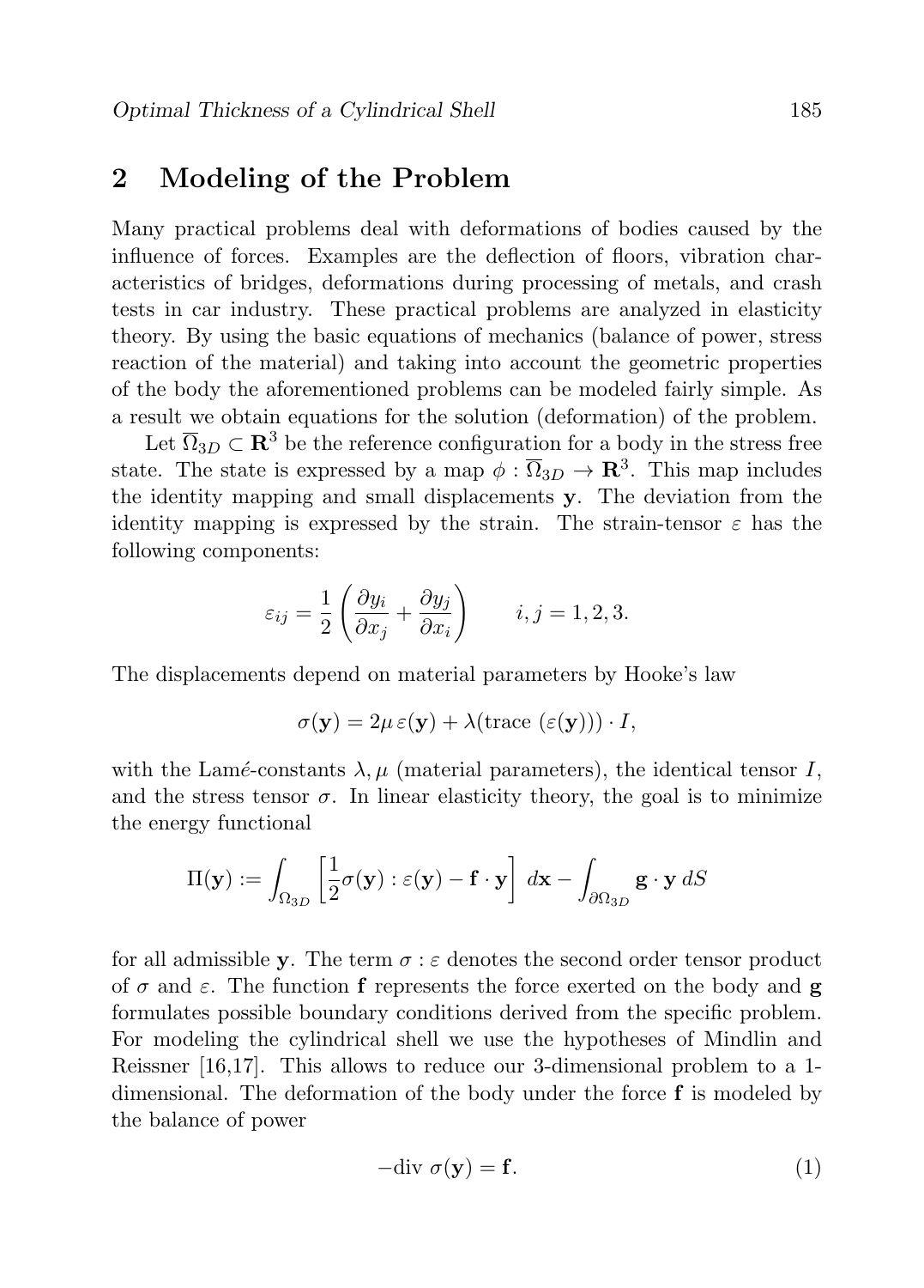## 2 Modeling of the Problem

Many practical problems deal with deformations of bodies caused by the influence of forces. Examples are the deflection of floors, vibration characteristics of bridges, deformations during processing of metals, and crash tests in car industry. These practical problems are analyzed in elasticity theory. By using the basic equations of mechanics (balance of power, stress reaction of the material) and taking into account the geometric properties of the body the aforementioned problems can be modeled fairly simple. As a result we obtain equations for the solution (deformation) of the problem.

Let $\overline{\Omega}_{3D} \subset \mathbf{R}^3$ be the reference configuration for a body in the stress free state. The state is expressed by a map $\phi : \overline{\Omega}_{3D} \to \mathbf{R}^3$. This map includes the identity mapping and small displacements $\mathbf{y}$. The deviation from the identity mapping is expressed by the strain. The strain-tensor $\varepsilon$ has the following components:

$$\varepsilon_{ij} = \frac{1}{2}\left(\frac{\partial y_i}{\partial x_j} + \frac{\partial y_j}{\partial x_i}\right) \qquad i,j = 1,2,3.$$

The displacements depend on material parameters by Hooke's law

$$\sigma(\mathbf{y}) = 2\mu\, \varepsilon(\mathbf{y}) + \lambda(\text{trace } (\varepsilon(\mathbf{y}))) \cdot I,$$

with the Lamé-constants $\lambda, \mu$ (material parameters), the identical tensor $I$, and the stress tensor $\sigma$. In linear elasticity theory, the goal is to minimize the energy functional

$$\Pi(\mathbf{y}) := \int_{\Omega_{3D}} \left[\frac{1}{2}\sigma(\mathbf{y}) : \varepsilon(\mathbf{y}) - \mathbf{f} \cdot \mathbf{y}\right] \, d\mathbf{x} - \int_{\partial\Omega_{3D}} \mathbf{g} \cdot \mathbf{y} \, dS$$

for all admissible $\mathbf{y}$. The term $\sigma : \varepsilon$ denotes the second order tensor product of $\sigma$ and $\varepsilon$. The function $\mathbf{f}$ represents the force exerted on the body and $\mathbf{g}$ formulates possible boundary conditions derived from the specific problem. For modeling the cylindrical shell we use the hypotheses of Mindlin and Reissner [16,17]. This allows to reduce our 3-dimensional problem to a 1-dimensional. The deformation of the body under the force $\mathbf{f}$ is modeled by the balance of power

$$-\text{div } \sigma(\mathbf{y}) = \mathbf{f}. \tag{1}$$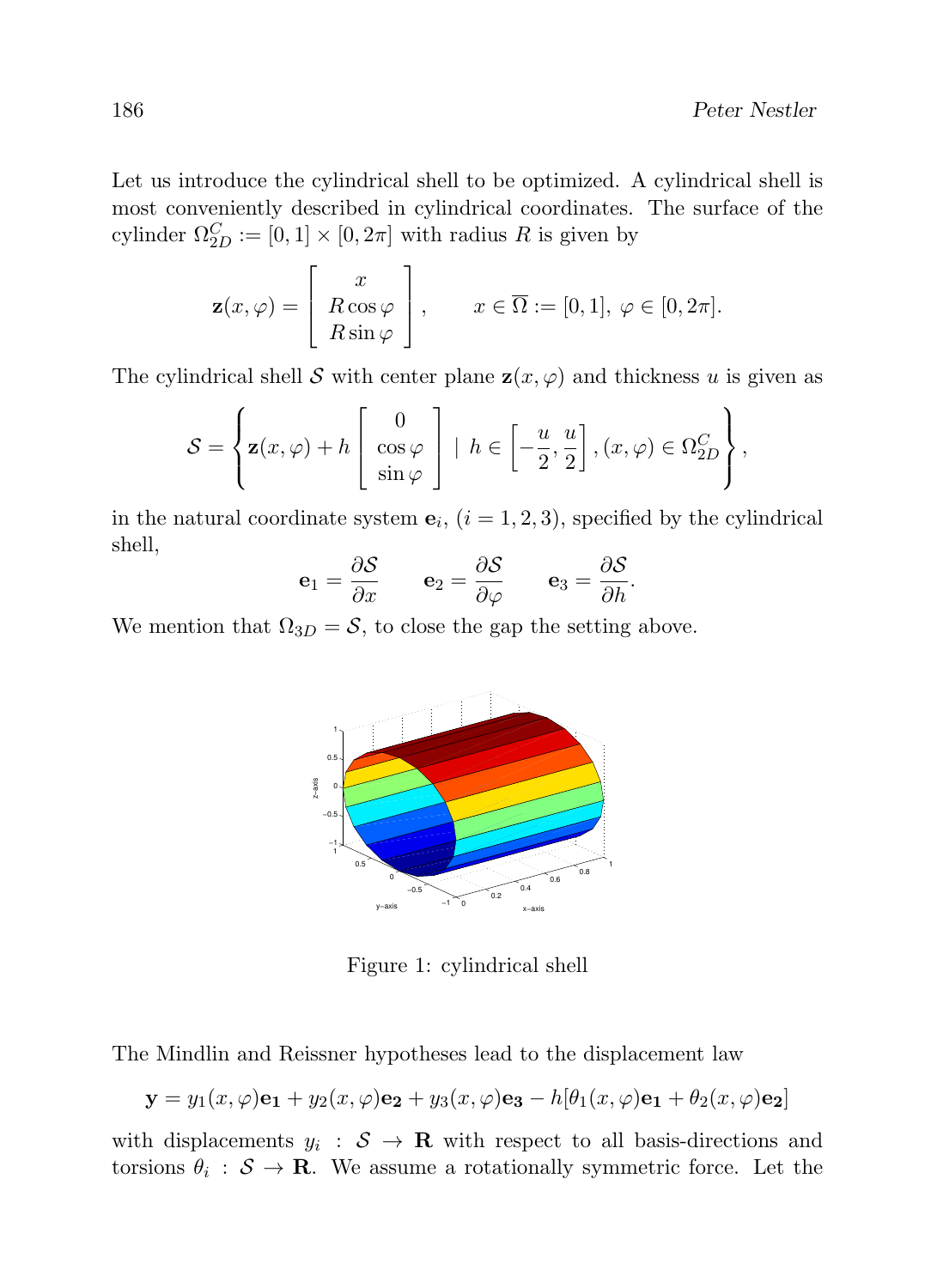Let us introduce the cylindrical shell to be optimized. A cylindrical shell is most conveniently described in cylindrical coordinates. The surface of the cylinder $\Omega^C_{2D} := [0,1] \times [0, 2\pi]$ with radius $R$ is given by

$$
\mathbf{z}(x,\varphi) = \begin{bmatrix} x \\ R\cos\varphi \\ R\sin\varphi \end{bmatrix}, \qquad x \in \overline{\Omega} := [0,1],\ \varphi \in [0, 2\pi].
$$

The cylindrical shell $\mathcal{S}$ with center plane $\mathbf{z}(x,\varphi)$ and thickness $u$ is given as

$$
\mathcal{S} = \left\{ \mathbf{z}(x,\varphi) + h \begin{bmatrix} 0 \\ \cos\varphi \\ \sin\varphi \end{bmatrix} \mid h \in \left[-\frac{u}{2}, \frac{u}{2}\right], (x,\varphi) \in \Omega^C_{2D} \right\},
$$

in the natural coordinate system $\mathbf{e}_i$, $(i = 1,2,3)$, specified by the cylindrical shell,

$$
\mathbf{e}_1 = \frac{\partial \mathcal{S}}{\partial x} \qquad \mathbf{e}_2 = \frac{\partial \mathcal{S}}{\partial \varphi} \qquad \mathbf{e}_3 = \frac{\partial \mathcal{S}}{\partial h}.
$$

We mention that $\Omega_{3D} = \mathcal{S}$, to close the gap the setting above.

Figure 1: cylindrical shell

The Mindlin and Reissner hypotheses lead to the displacement law

$$
\mathbf{y} = y_1(x,\varphi)\mathbf{e_1} + y_2(x,\varphi)\mathbf{e_2} + y_3(x,\varphi)\mathbf{e_3} - h[\theta_1(x,\varphi)\mathbf{e_1} + \theta_2(x,\varphi)\mathbf{e_2}]
$$

with displacements $y_i : \mathcal{S} \to \mathbf{R}$ with respect to all basis-directions and torsions $\theta_i : \mathcal{S} \to \mathbf{R}$. We assume a rotationally symmetric force. Let the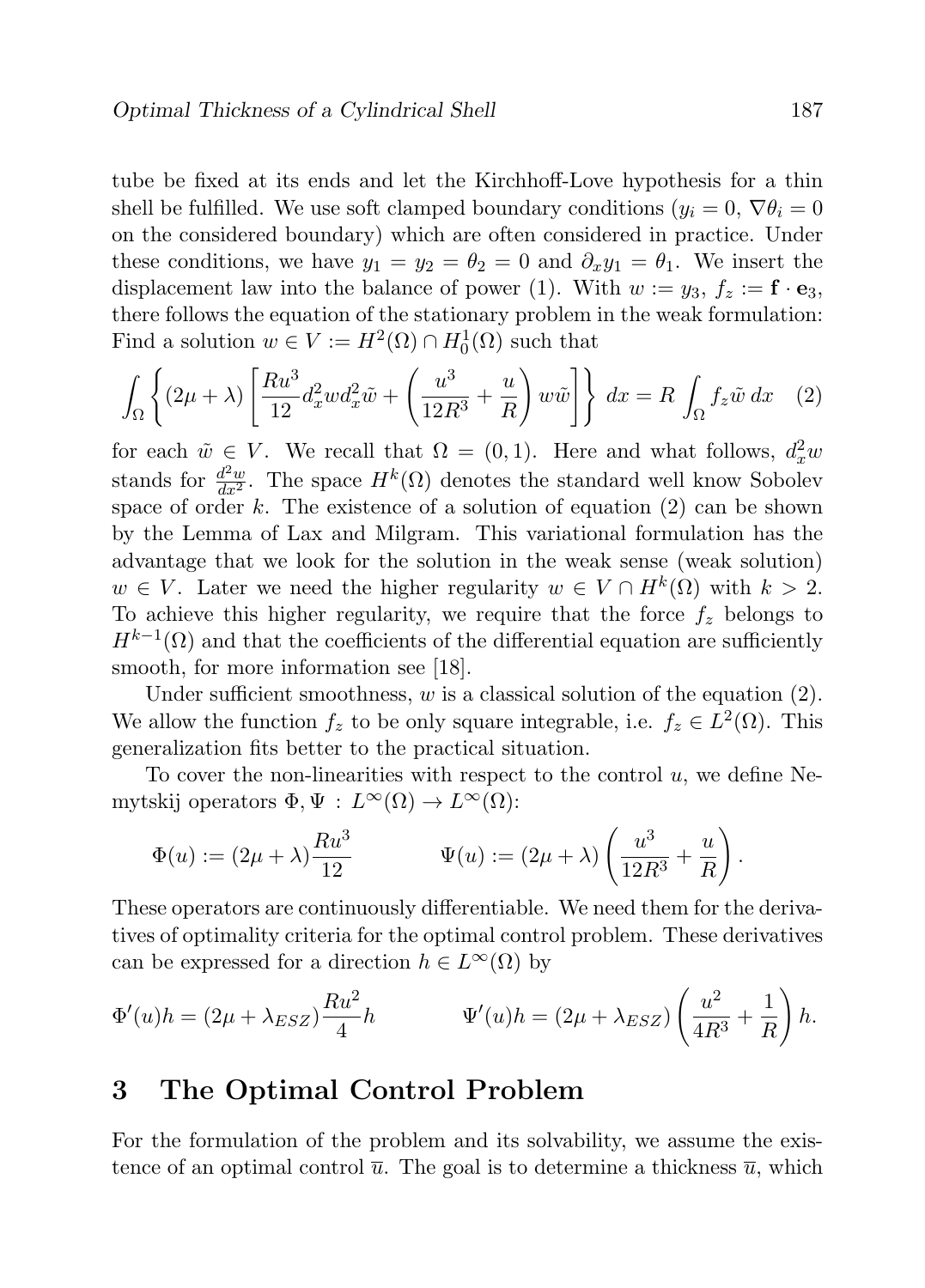tube be fixed at its ends and let the Kirchhoff-Love hypothesis for a thin shell be fulfilled. We use soft clamped boundary conditions ($y_i = 0$, $\nabla\theta_i = 0$ on the considered boundary) which are often considered in practice. Under these conditions, we have $y_1 = y_2 = \theta_2 = 0$ and $\partial_x y_1 = \theta_1$. We insert the displacement law into the balance of power (1). With $w := y_3$, $f_z := \mathbf{f} \cdot \mathbf{e}_3$, there follows the equation of the stationary problem in the weak formulation: Find a solution $w \in V := H^2(\Omega) \cap H_0^1(\Omega)$ such that

$$\int_\Omega \left\{ (2\mu + \lambda) \left[ \frac{Ru^3}{12} d_x^2 w d_x^2 \tilde{w} + \left( \frac{u^3}{12R^3} + \frac{u}{R} \right) w\tilde{w} \right] \right\} \, dx = R \int_\Omega f_z \tilde{w} \, dx \quad (2)$$

for each $\tilde{w} \in V$. We recall that $\Omega = (0,1)$. Here and what follows, $d_x^2 w$ stands for $\frac{d^2 w}{dx^2}$. The space $H^k(\Omega)$ denotes the standard well know Sobolev space of order $k$. The existence of a solution of equation (2) can be shown by the Lemma of Lax and Milgram. This variational formulation has the advantage that we look for the solution in the weak sense (weak solution) $w \in V$. Later we need the higher regularity $w \in V \cap H^k(\Omega)$ with $k > 2$. To achieve this higher regularity, we require that the force $f_z$ belongs to $H^{k-1}(\Omega)$ and that the coefficients of the differential equation are sufficiently smooth, for more information see [18].

Under sufficient smoothness, $w$ is a classical solution of the equation (2). We allow the function $f_z$ to be only square integrable, i.e. $f_z \in L^2(\Omega)$. This generalization fits better to the practical situation.

To cover the non-linearities with respect to the control $u$, we define Nemytskij operators $\Phi, \Psi : L^\infty(\Omega) \to L^\infty(\Omega)$:

$$\Phi(u) := (2\mu + \lambda)\frac{Ru^3}{12} \qquad\qquad \Psi(u) := (2\mu + \lambda)\left( \frac{u^3}{12R^3} + \frac{u}{R} \right).$$

These operators are continuously differentiable. We need them for the derivatives of optimality criteria for the optimal control problem. These derivatives can be expressed for a direction $h \in L^\infty(\Omega)$ by

$$\Phi'(u)h = (2\mu + \lambda_{ESZ})\frac{Ru^2}{4}h \qquad\qquad \Psi'(u)h = (2\mu + \lambda_{ESZ})\left( \frac{u^2}{4R^3} + \frac{1}{R} \right)h.$$

# 3 The Optimal Control Problem

For the formulation of the problem and its solvability, we assume the existence of an optimal control $\overline{u}$. The goal is to determine a thickness $\overline{u}$, which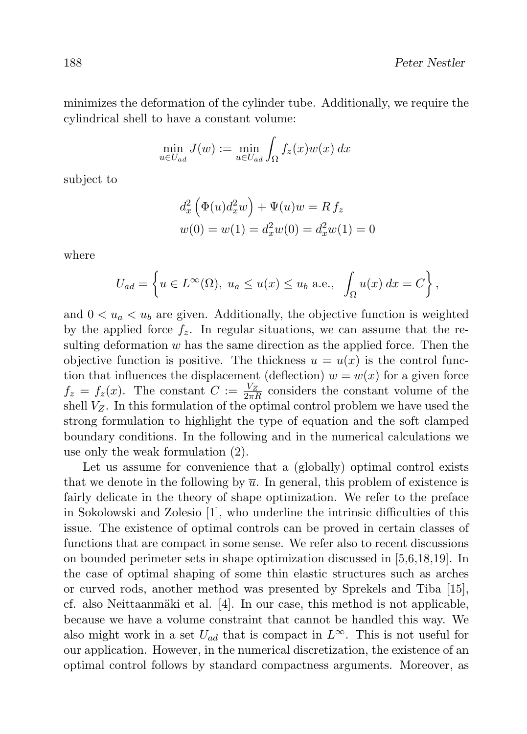minimizes the deformation of the cylinder tube. Additionally, we require the cylindrical shell to have a constant volume:

$$\min_{u \in U_{ad}} J(w) := \min_{u \in U_{ad}} \int_\Omega f_z(x) w(x)\, dx$$

subject to

$$d_x^2 \left( \Phi(u) d_x^2 w \right) + \Psi(u) w = R\, f_z$$
$$w(0) = w(1) = d_x^2 w(0) = d_x^2 w(1) = 0$$

where

$$U_{ad} = \left\{ u \in L^\infty(\Omega),\ u_a \leq u(x) \leq u_b \text{ a.e.},\ \int_\Omega u(x)\, dx = C \right\},$$

and $0 < u_a < u_b$ are given. Additionally, the objective function is weighted by the applied force $f_z$. In regular situations, we can assume that the resulting deformation $w$ has the same direction as the applied force. Then the objective function is positive. The thickness $u = u(x)$ is the control function that influences the displacement (deflection) $w = w(x)$ for a given force $f_z = f_z(x)$. The constant $C := \frac{V_Z}{2\pi R}$ considers the constant volume of the shell $V_Z$. In this formulation of the optimal control problem we have used the strong formulation to highlight the type of equation and the soft clamped boundary conditions. In the following and in the numerical calculations we use only the weak formulation (2).

Let us assume for convenience that a (globally) optimal control exists that we denote in the following by $\overline{u}$. In general, this problem of existence is fairly delicate in the theory of shape optimization. We refer to the preface in Sokolowski and Zolesio [1], who underline the intrinsic difficulties of this issue. The existence of optimal controls can be proved in certain classes of functions that are compact in some sense. We refer also to recent discussions on bounded perimeter sets in shape optimization discussed in [5,6,18,19]. In the case of optimal shaping of some thin elastic structures such as arches or curved rods, another method was presented by Sprekels and Tiba [15], cf. also Neittaanmäki et al. [4]. In our case, this method is not applicable, because we have a volume constraint that cannot be handled this way. We also might work in a set $U_{ad}$ that is compact in $L^\infty$. This is not useful for our application. However, in the numerical discretization, the existence of an optimal control follows by standard compactness arguments. Moreover, as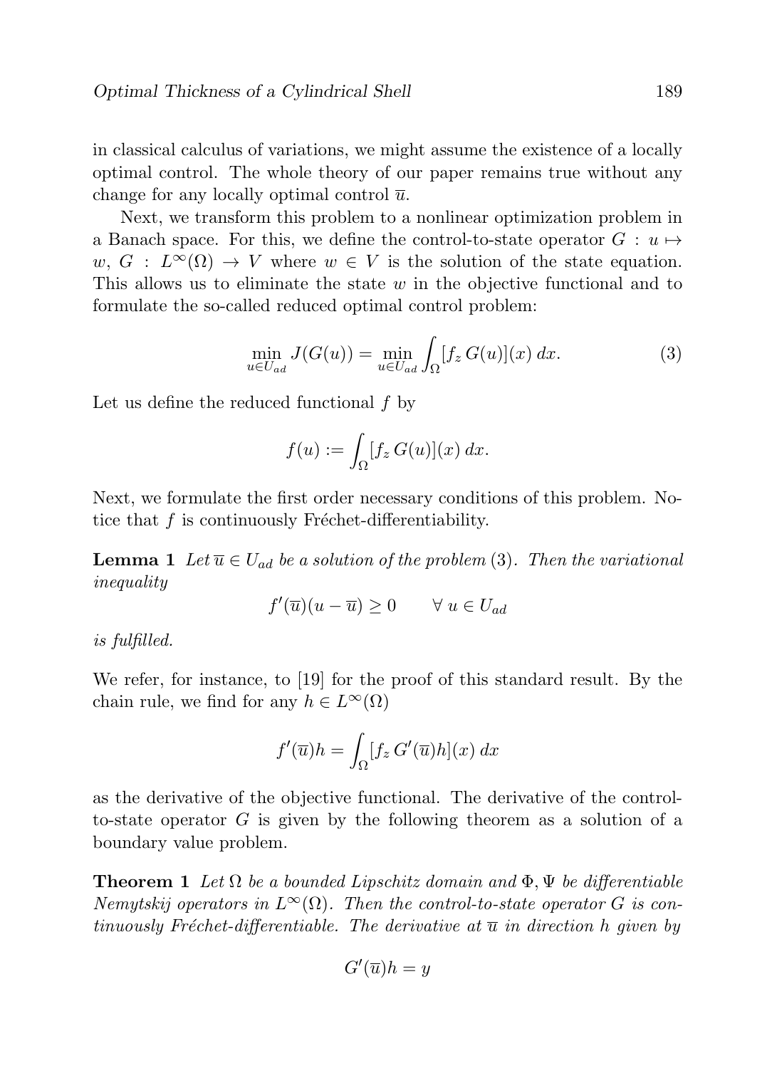in classical calculus of variations, we might assume the existence of a locally optimal control. The whole theory of our paper remains true without any change for any locally optimal control $\overline{u}$.

Next, we transform this problem to a nonlinear optimization problem in a Banach space. For this, we define the control-to-state operator $G : u \mapsto w$, $G : L^\infty(\Omega) \to V$ where $w \in V$ is the solution of the state equation. This allows us to eliminate the state $w$ in the objective functional and to formulate the so-called reduced optimal control problem:

$$\min_{u \in U_{ad}} J(G(u)) = \min_{u \in U_{ad}} \int_\Omega [f_z\, G(u)](x)\, dx. \tag{3}$$

Let us define the reduced functional $f$ by

$$f(u) := \int_\Omega [f_z\, G(u)](x)\, dx.$$

Next, we formulate the first order necessary conditions of this problem. Notice that $f$ is continuously Fréchet-differentiability.

**Lemma 1** *Let $\overline{u} \in U_{ad}$ be a solution of the problem* (3)*. Then the variational inequality*

$$f'(\overline{u})(u - \overline{u}) \geq 0 \qquad \forall\, u \in U_{ad}$$

*is fulfilled.*

We refer, for instance, to [19] for the proof of this standard result. By the chain rule, we find for any $h \in L^\infty(\Omega)$

$$f'(\overline{u})h = \int_\Omega [f_z\, G'(\overline{u})h](x)\, dx$$

as the derivative of the objective functional. The derivative of the control-to-state operator $G$ is given by the following theorem as a solution of a boundary value problem.

**Theorem 1** *Let $\Omega$ be a bounded Lipschitz domain and $\Phi, \Psi$ be differentiable Nemytskij operators in $L^\infty(\Omega)$. Then the control-to-state operator $G$ is continuously Fréchet-differentiable. The derivative at $\overline{u}$ in direction $h$ given by*

$$G'(\overline{u})h = y$$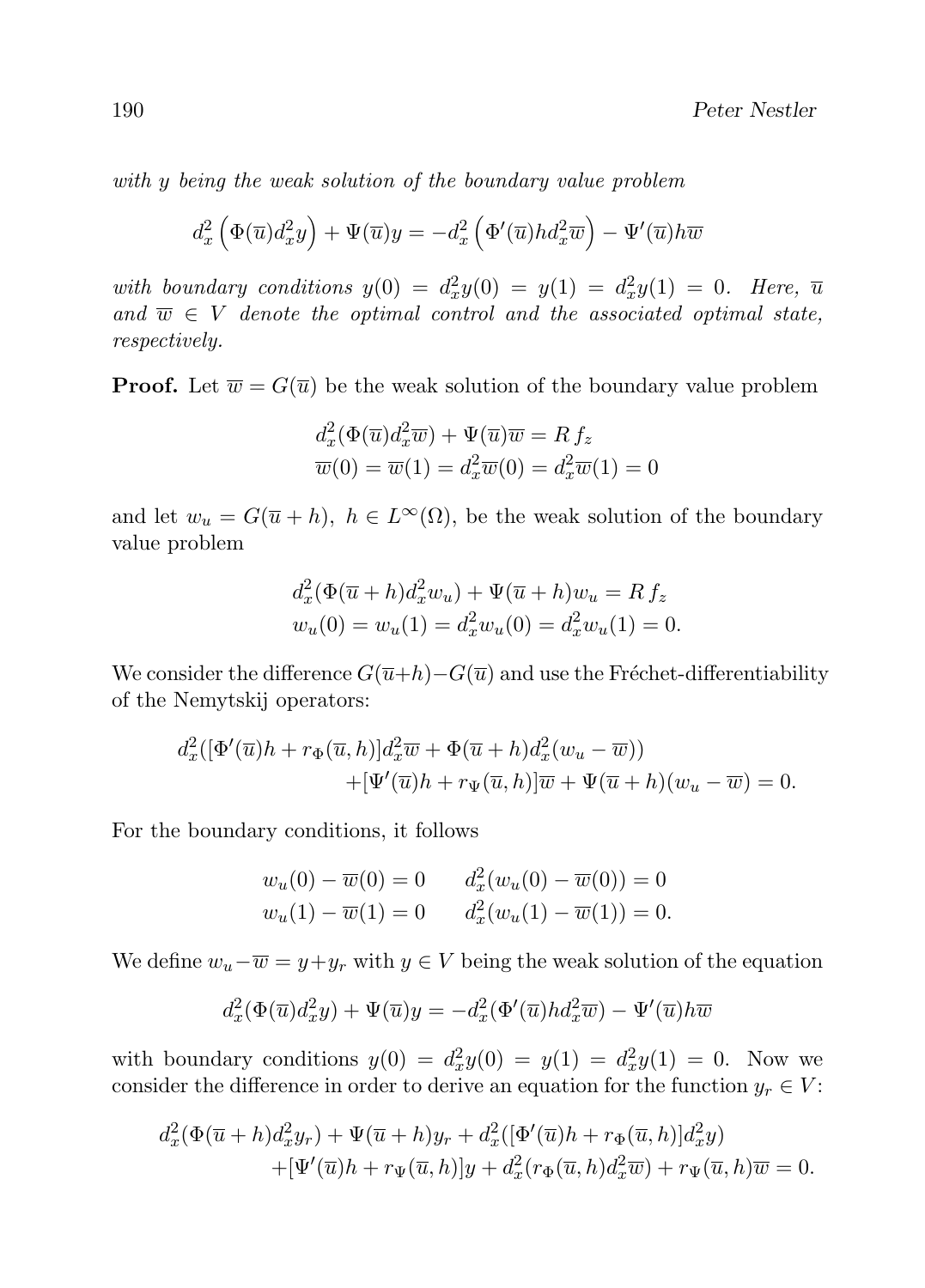*with $y$ being the weak solution of the boundary value problem*

$$d_x^2\left(\Phi(\overline{u})d_x^2 y\right) + \Psi(\overline{u})y = -d_x^2\left(\Phi'(\overline{u})h d_x^2\overline{w}\right) - \Psi'(\overline{u})h\overline{w}$$

*with boundary conditions $y(0) = d_x^2 y(0) = y(1) = d_x^2 y(1) = 0$. Here, $\overline{u}$ and $\overline{w} \in V$ denote the optimal control and the associated optimal state, respectively.*

**Proof.** Let $\overline{w} = G(\overline{u})$ be the weak solution of the boundary value problem

$$\begin{aligned} d_x^2(\Phi(\overline{u})d_x^2\overline{w}) + \Psi(\overline{u})\overline{w} &= R\, f_z \\ \overline{w}(0) = \overline{w}(1) = d_x^2\overline{w}(0) &= d_x^2\overline{w}(1) = 0 \end{aligned}$$

and let $w_u = G(\overline{u}+h),\ h \in L^\infty(\Omega)$, be the weak solution of the boundary value problem

$$\begin{aligned} d_x^2(\Phi(\overline{u}+h)d_x^2 w_u) + \Psi(\overline{u}+h)w_u &= R\, f_z \\ w_u(0) = w_u(1) = d_x^2 w_u(0) &= d_x^2 w_u(1) = 0. \end{aligned}$$

We consider the difference $G(\overline{u}+h) - G(\overline{u})$ and use the Fréchet-differentiability of the Nemytskij operators:

$$\begin{aligned} d_x^2([\Phi'(\overline{u})h + r_\Phi(\overline{u},h)]d_x^2\overline{w} + \Phi(\overline{u}+h)d_x^2(w_u - \overline{w})) \\ +[\Psi'(\overline{u})h + r_\Psi(\overline{u},h)]\overline{w} + \Psi(\overline{u}+h)(w_u - \overline{w}) = 0. \end{aligned}$$

For the boundary conditions, it follows

$$\begin{aligned} w_u(0) - \overline{w}(0) = 0 \qquad d_x^2(w_u(0) - \overline{w}(0)) = 0 \\ w_u(1) - \overline{w}(1) = 0 \qquad d_x^2(w_u(1) - \overline{w}(1)) = 0. \end{aligned}$$

We define $w_u - \overline{w} = y + y_r$ with $y \in V$ being the weak solution of the equation

$$d_x^2(\Phi(\overline{u})d_x^2 y) + \Psi(\overline{u})y = -d_x^2(\Phi'(\overline{u})h d_x^2\overline{w}) - \Psi'(\overline{u})h\overline{w}$$

with boundary conditions $y(0) = d_x^2 y(0) = y(1) = d_x^2 y(1) = 0$. Now we consider the difference in order to derive an equation for the function $y_r \in V$:

$$\begin{aligned} d_x^2(\Phi(\overline{u}+h)d_x^2 y_r) + \Psi(\overline{u}+h)y_r + d_x^2([\Phi'(\overline{u})h + r_\Phi(\overline{u},h)]d_x^2 y) \\ +[\Psi'(\overline{u})h + r_\Psi(\overline{u},h)]y + d_x^2(r_\Phi(\overline{u},h)d_x^2\overline{w}) + r_\Psi(\overline{u},h)\overline{w} = 0. \end{aligned}$$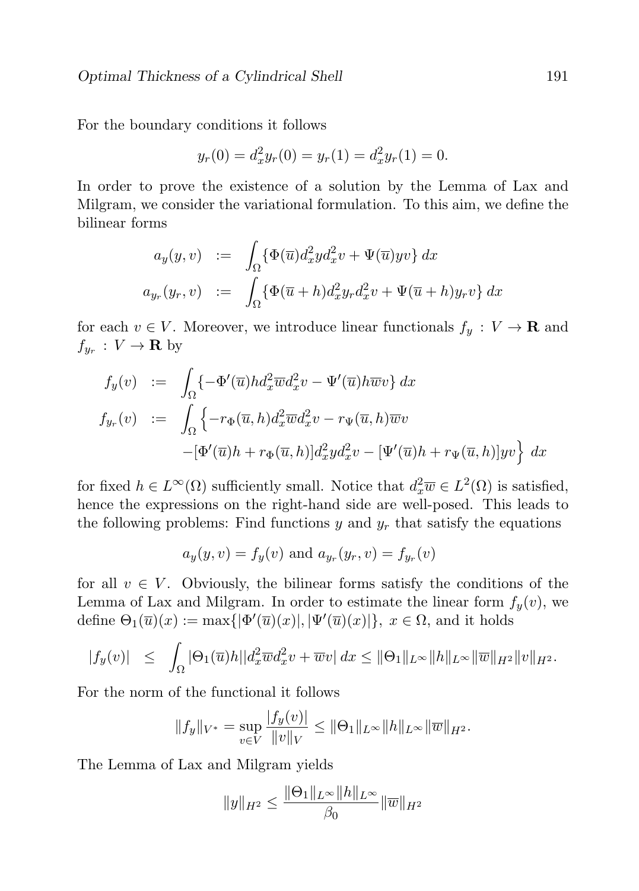For the boundary conditions it follows

$$y_r(0) = d_x^2 y_r(0) = y_r(1) = d_x^2 y_r(1) = 0.$$

In order to prove the existence of a solution by the Lemma of Lax and Milgram, we consider the variational formulation. To this aim, we define the bilinear forms

$$\begin{aligned}
a_y(y, v) &:= \int_\Omega \{\Phi(\overline{u}) d_x^2 y d_x^2 v + \Psi(\overline{u}) y v\} \, dx \\
a_{y_r}(y_r, v) &:= \int_\Omega \{\Phi(\overline{u} + h) d_x^2 y_r d_x^2 v + \Psi(\overline{u} + h) y_r v\} \, dx
\end{aligned}$$

for each $v \in V$. Moreover, we introduce linear functionals $f_y : V \to \mathbf{R}$ and $f_{y_r} : V \to \mathbf{R}$ by

$$\begin{aligned}
f_y(v) &:= \int_\Omega \{-\Phi'(\overline{u}) h d_x^2 \overline{w} d_x^2 v - \Psi'(\overline{u}) h \overline{w} v\} \, dx \\
f_{y_r}(v) &:= \int_\Omega \Big\{ -r_\Phi(\overline{u}, h) d_x^2 \overline{w} d_x^2 v - r_\Psi(\overline{u}, h) \overline{w} v \\
&\qquad - [\Phi'(\overline{u}) h + r_\Phi(\overline{u}, h)] d_x^2 y d_x^2 v - [\Psi'(\overline{u}) h + r_\Psi(\overline{u}, h)] y v \Big\} \, dx
\end{aligned}$$

for fixed $h \in L^\infty(\Omega)$ sufficiently small. Notice that $d_x^2 \overline{w} \in L^2(\Omega)$ is satisfied, hence the expressions on the right-hand side are well-posed. This leads to the following problems: Find functions $y$ and $y_r$ that satisfy the equations

$$a_y(y, v) = f_y(v) \text{ and } a_{y_r}(y_r, v) = f_{y_r}(v)$$

for all $v \in V$. Obviously, the bilinear forms satisfy the conditions of the Lemma of Lax and Milgram. In order to estimate the linear form $f_y(v)$, we define $\Theta_1(\overline{u})(x) := \max\{|\Phi'(\overline{u})(x)|, |\Psi'(\overline{u})(x)|\}$, $x \in \Omega$, and it holds

$$|f_y(v)| \le \int_\Omega |\Theta_1(\overline{u}) h| |d_x^2 \overline{w} d_x^2 v + \overline{w} v| \, dx \le \|\Theta_1\|_{L^\infty} \|h\|_{L^\infty} \|\overline{w}\|_{H^2} \|v\|_{H^2}.$$

For the norm of the functional it follows

$$\|f_y\|_{V^*} = \sup_{v \in V} \frac{|f_y(v)|}{\|v\|_V} \le \|\Theta_1\|_{L^\infty} \|h\|_{L^\infty} \|\overline{w}\|_{H^2}.$$

The Lemma of Lax and Milgram yields

$$\|y\|_{H^2} \le \frac{\|\Theta_1\|_{L^\infty} \|h\|_{L^\infty}}{\beta_0} \|\overline{w}\|_{H^2}$$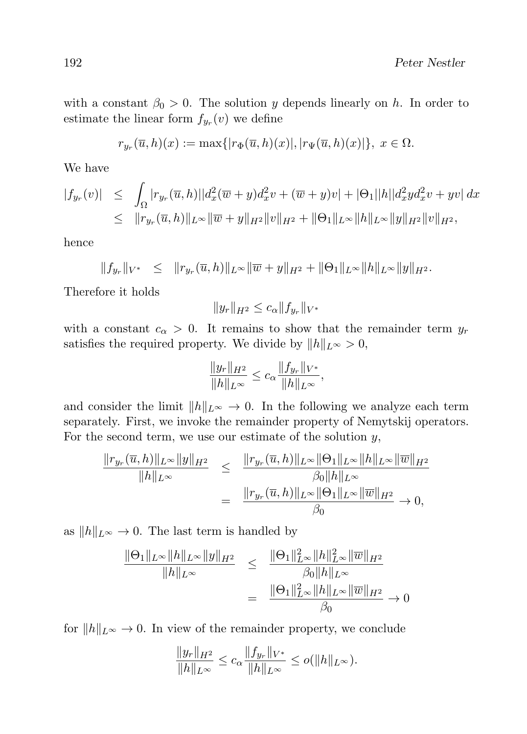with a constant $\beta_0 > 0$. The solution $y$ depends linearly on $h$. In order to estimate the linear form $f_{y_r}(v)$ we define

$$r_{y_r}(\overline{u}, h)(x) := \max\{|r_\Phi(\overline{u}, h)(x)|, |r_\Psi(\overline{u}, h)(x)|\},\ x \in \Omega.$$

We have

$$\begin{aligned}
|f_{y_r}(v)| &\leq \int_\Omega |r_{y_r}(\overline{u}, h)||d_x^2(\overline{w} + y)d_x^2 v + (\overline{w} + y)v| + |\Theta_1||h||d_x^2 y d_x^2 v + yv|\, dx \\
&\leq \|r_{y_r}(\overline{u}, h)\|_{L^\infty}\|\overline{w} + y\|_{H^2}\|v\|_{H^2} + \|\Theta_1\|_{L^\infty}\|h\|_{L^\infty}\|y\|_{H^2}\|v\|_{H^2},
\end{aligned}$$

hence

$$\|f_{y_r}\|_{V^*} \leq \|r_{y_r}(\overline{u}, h)\|_{L^\infty}\|\overline{w} + y\|_{H^2} + \|\Theta_1\|_{L^\infty}\|h\|_{L^\infty}\|y\|_{H^2}.$$

Therefore it holds

$$\|y_r\|_{H^2} \leq c_\alpha \|f_{y_r}\|_{V^*}$$

with a constant $c_\alpha > 0$. It remains to show that the remainder term $y_r$ satisfies the required property. We divide by $\|h\|_{L^\infty} > 0$,

$$\frac{\|y_r\|_{H^2}}{\|h\|_{L^\infty}} \leq c_\alpha \frac{\|f_{y_r}\|_{V^*}}{\|h\|_{L^\infty}},$$

and consider the limit $\|h\|_{L^\infty} \to 0$. In the following we analyze each term separately. First, we invoke the remainder property of Nemytskij operators. For the second term, we use our estimate of the solution $y$,

$$\begin{aligned}
\frac{\|r_{y_r}(\overline{u}, h)\|_{L^\infty}\|y\|_{H^2}}{\|h\|_{L^\infty}} &\leq \frac{\|r_{y_r}(\overline{u}, h)\|_{L^\infty}\|\Theta_1\|_{L^\infty}\|h\|_{L^\infty}\|\overline{w}\|_{H^2}}{\beta_0\|h\|_{L^\infty}} \\
&= \frac{\|r_{y_r}(\overline{u}, h)\|_{L^\infty}\|\Theta_1\|_{L^\infty}\|\overline{w}\|_{H^2}}{\beta_0} \to 0,
\end{aligned}$$

as $\|h\|_{L^\infty} \to 0$. The last term is handled by

$$\begin{aligned}
\frac{\|\Theta_1\|_{L^\infty}\|h\|_{L^\infty}\|y\|_{H^2}}{\|h\|_{L^\infty}} &\leq \frac{\|\Theta_1\|_{L^\infty}^2\|h\|_{L^\infty}^2\|\overline{w}\|_{H^2}}{\beta_0\|h\|_{L^\infty}} \\
&= \frac{\|\Theta_1\|_{L^\infty}^2\|h\|_{L^\infty}\|\overline{w}\|_{H^2}}{\beta_0} \to 0
\end{aligned}$$

for $\|h\|_{L^\infty} \to 0$. In view of the remainder property, we conclude

$$\frac{\|y_r\|_{H^2}}{\|h\|_{L^\infty}} \leq c_\alpha \frac{\|f_{y_r}\|_{V^*}}{\|h\|_{L^\infty}} \leq o(\|h\|_{L^\infty}).$$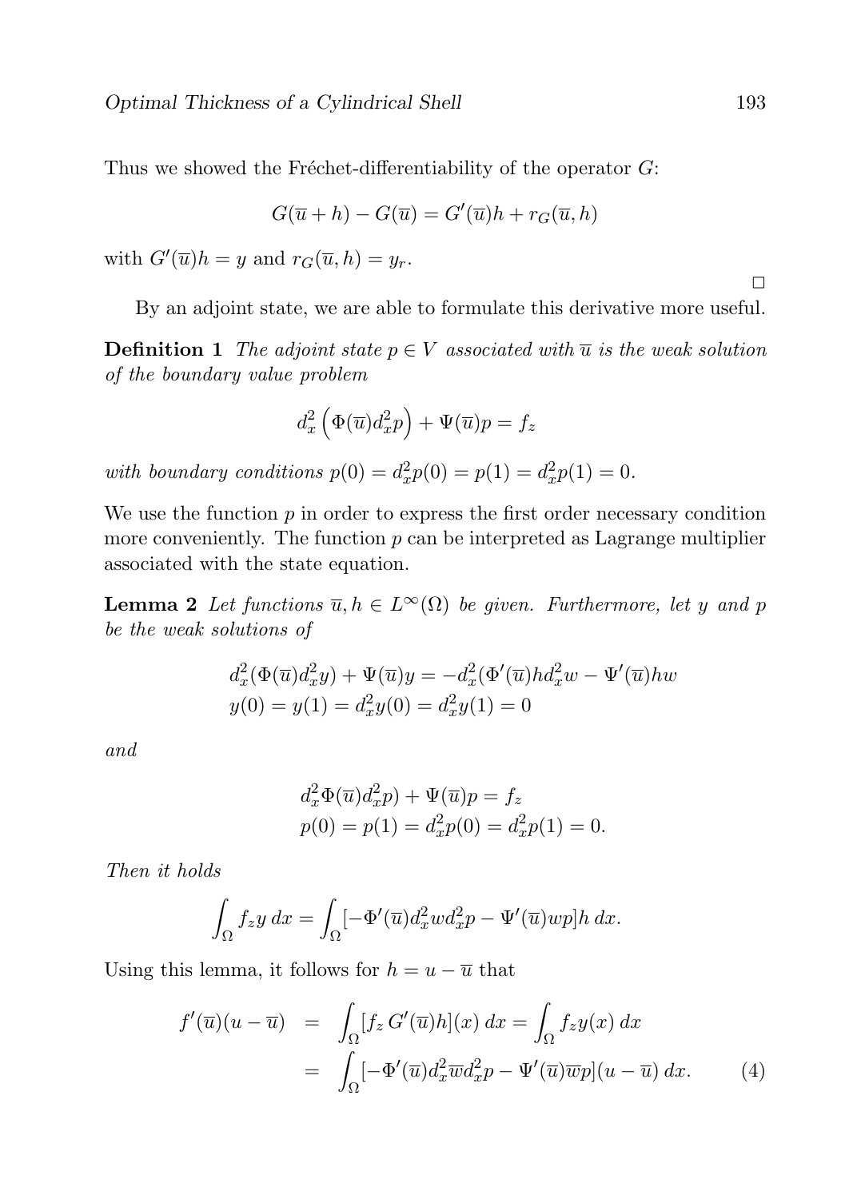Thus we showed the Fréchet-differentiability of the operator $G$:

$$G(\overline{u} + h) - G(\overline{u}) = G'(\overline{u})h + r_G(\overline{u}, h)$$

with $G'(\overline{u})h = y$ and $r_G(\overline{u}, h) = y_r$.

□

By an adjoint state, we are able to formulate this derivative more useful.

**Definition 1** *The adjoint state $p \in V$ associated with $\overline{u}$ is the weak solution of the boundary value problem*

$$d_x^2 \left( \Phi(\overline{u}) d_x^2 p \right) + \Psi(\overline{u}) p = f_z$$

*with boundary conditions $p(0) = d_x^2 p(0) = p(1) = d_x^2 p(1) = 0$.*

We use the function $p$ in order to express the first order necessary condition more conveniently. The function $p$ can be interpreted as Lagrange multiplier associated with the state equation.

**Lemma 2** *Let functions $\overline{u}, h \in L^\infty(\Omega)$ be given. Furthermore, let $y$ and $p$ be the weak solutions of*

$$\begin{aligned}
&d_x^2(\Phi(\overline{u}) d_x^2 y) + \Psi(\overline{u}) y = -d_x^2(\Phi'(\overline{u}) h d_x^2 w - \Psi'(\overline{u}) h w \\
&y(0) = y(1) = d_x^2 y(0) = d_x^2 y(1) = 0
\end{aligned}$$

*and*

$$\begin{aligned}
&d_x^2 \Phi(\overline{u}) d_x^2 p) + \Psi(\overline{u}) p = f_z \\
&p(0) = p(1) = d_x^2 p(0) = d_x^2 p(1) = 0.
\end{aligned}$$

*Then it holds*

$$\int_\Omega f_z y \, dx = \int_\Omega [-\Phi'(\overline{u}) d_x^2 w d_x^2 p - \Psi'(\overline{u}) w p] h \, dx.$$

Using this lemma, it follows for $h = u - \overline{u}$ that

$$\begin{aligned}
f'(\overline{u})(u - \overline{u}) &= \int_\Omega [f_z \, G'(\overline{u}) h](x) \, dx = \int_\Omega f_z y(x) \, dx \\
&= \int_\Omega [-\Phi'(\overline{u}) d_x^2 \overline{w} d_x^2 p - \Psi'(\overline{u}) \overline{w} p](u - \overline{u}) \, dx. \qquad (4)
\end{aligned}$$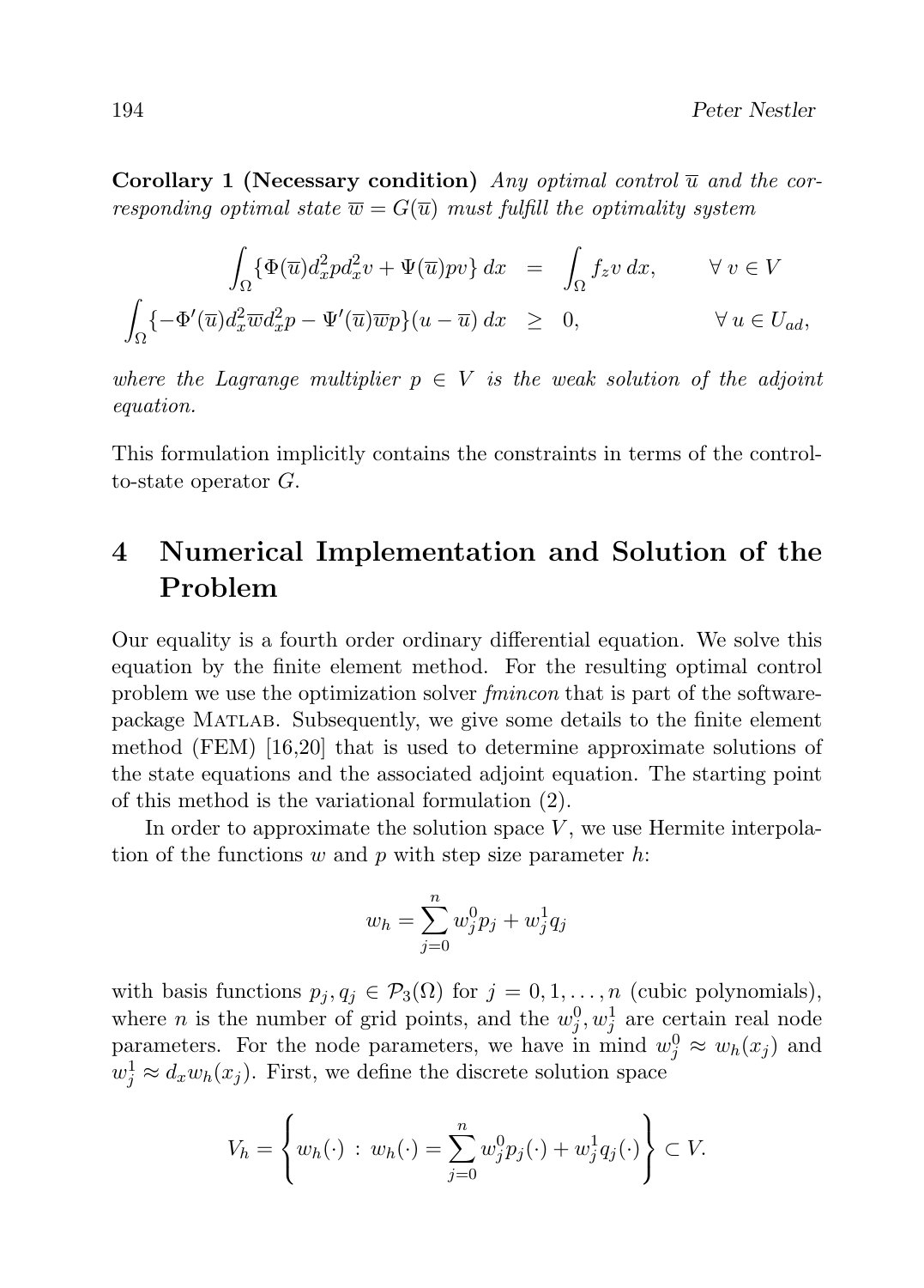**Corollary 1 (Necessary condition)** *Any optimal control $\overline{u}$ and the corresponding optimal state $\overline{w} = G(\overline{u})$ must fulfill the optimality system*

$$
\begin{aligned}
\int_\Omega \{\Phi(\overline{u}) d_x^2 p d_x^2 v + \Psi(\overline{u}) p v\}\, dx &= \int_\Omega f_z v \, dx, && \forall\, v \in V \\
\int_\Omega \{-\Phi'(\overline{u}) d_x^2 \overline{w} d_x^2 p - \Psi'(\overline{u}) \overline{w} p\}(u - \overline{u})\, dx &\geq 0, && \forall\, u \in U_{ad},
\end{aligned}
$$

*where the Lagrange multiplier $p \in V$ is the weak solution of the adjoint equation.*

This formulation implicitly contains the constraints in terms of the control-to-state operator $G$.

# 4 Numerical Implementation and Solution of the Problem

Our equality is a fourth order ordinary differential equation. We solve this equation by the finite element method. For the resulting optimal control problem we use the optimization solver *fmincon* that is part of the software-package MATLAB. Subsequently, we give some details to the finite element method (FEM) [16,20] that is used to determine approximate solutions of the state equations and the associated adjoint equation. The starting point of this method is the variational formulation (2).

In order to approximate the solution space $V$, we use Hermite interpolation of the functions $w$ and $p$ with step size parameter $h$:

$$
w_h = \sum_{j=0}^{n} w_j^0 p_j + w_j^1 q_j
$$

with basis functions $p_j, q_j \in \mathcal{P}_3(\Omega)$ for $j = 0, 1, \ldots, n$ (cubic polynomials), where $n$ is the number of grid points, and the $w_j^0, w_j^1$ are certain real node parameters. For the node parameters, we have in mind $w_j^0 \approx w_h(x_j)$ and $w_j^1 \approx d_x w_h(x_j)$. First, we define the discrete solution space

$$
V_h = \left\{ w_h(\cdot) \,:\, w_h(\cdot) = \sum_{j=0}^{n} w_j^0 p_j(\cdot) + w_j^1 q_j(\cdot) \right\} \subset V.
$$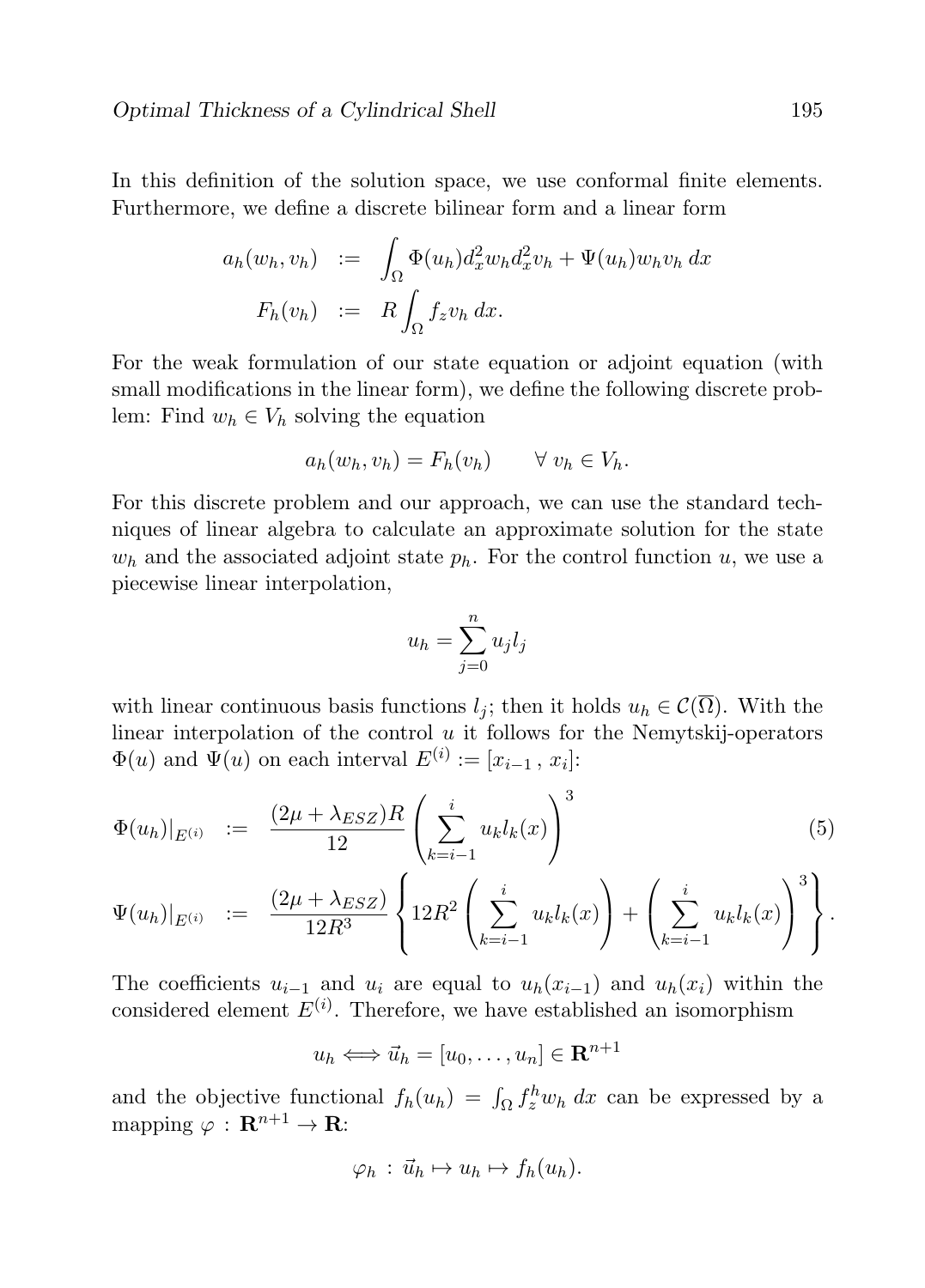In this definition of the solution space, we use conformal finite elements. Furthermore, we define a discrete bilinear form and a linear form

$$
\begin{aligned}
a_h(w_h, v_h) &:= \int_\Omega \Phi(u_h) d_x^2 w_h d_x^2 v_h + \Psi(u_h) w_h v_h \, dx \\
F_h(v_h) &:= R \int_\Omega f_z v_h \, dx.
\end{aligned}
$$

For the weak formulation of our state equation or adjoint equation (with small modifications in the linear form), we define the following discrete problem: Find $w_h \in V_h$ solving the equation

$$
a_h(w_h, v_h) = F_h(v_h) \qquad \forall \; v_h \in V_h.
$$

For this discrete problem and our approach, we can use the standard techniques of linear algebra to calculate an approximate solution for the state $w_h$ and the associated adjoint state $p_h$. For the control function $u$, we use a piecewise linear interpolation,

$$
u_h = \sum_{j=0}^{n} u_j l_j
$$

with linear continuous basis functions $l_j$; then it holds $u_h \in \mathcal{C}(\overline{\Omega})$. With the linear interpolation of the control $u$ it follows for the Nemytskij-operators $\Phi(u)$ and $\Psi(u)$ on each interval $E^{(i)} := [x_{i-1} \, , \, x_i]$:

$$
\begin{aligned}
\Phi(u_h)|_{E^{(i)}} &:= \frac{(2\mu + \lambda_{ESZ})R}{12} \left( \sum_{k=i-1}^{i} u_k l_k(x) \right)^3 \qquad (5) \\
\Psi(u_h)|_{E^{(i)}} &:= \frac{(2\mu + \lambda_{ESZ})}{12R^3} \left\{ 12R^2 \left( \sum_{k=i-1}^{i} u_k l_k(x) \right) + \left( \sum_{k=i-1}^{i} u_k l_k(x) \right)^3 \right\}.
\end{aligned}
$$

The coefficients $u_{i-1}$ and $u_i$ are equal to $u_h(x_{i-1})$ and $u_h(x_i)$ within the considered element $E^{(i)}$. Therefore, we have established an isomorphism

$$
u_h \Longleftrightarrow \vec{u}_h = [u_0, \ldots, u_n] \in \mathbf{R}^{n+1}
$$

and the objective functional $f_h(u_h) = \int_\Omega f_z^h w_h \, dx$ can be expressed by a mapping $\varphi : \mathbf{R}^{n+1} \to \mathbf{R}$:

$$
\varphi_h : \vec{u}_h \mapsto u_h \mapsto f_h(u_h).
$$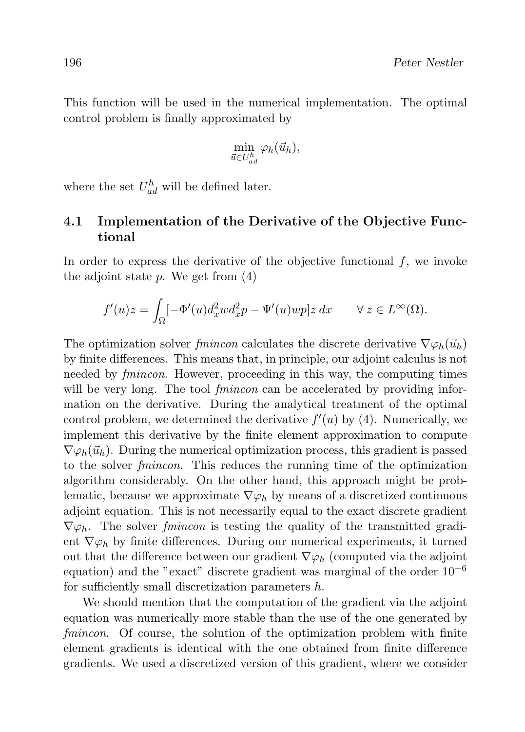This function will be used in the numerical implementation. The optimal control problem is finally approximated by

$$\min_{\vec{u} \in U_{ad}^h} \varphi_h(\vec{u}_h),$$

where the set $U_{ad}^h$ will be defined later.

## 4.1 Implementation of the Derivative of the Objective Functional

In order to express the derivative of the objective functional $f$, we invoke the adjoint state $p$. We get from (4)

$$f'(u)z = \int_\Omega [-\Phi'(u) d_x^2 w d_x^2 p - \Psi'(u) w p] z \, dx \qquad \forall\, z \in L^\infty(\Omega).$$

The optimization solver *fmincon* calculates the discrete derivative $\nabla \varphi_h(\vec{u}_h)$ by finite differences. This means that, in principle, our adjoint calculus is not needed by *fmincon*. However, proceeding in this way, the computing times will be very long. The tool *fmincon* can be accelerated by providing information on the derivative. During the analytical treatment of the optimal control problem, we determined the derivative $f'(u)$ by (4). Numerically, we implement this derivative by the finite element approximation to compute $\nabla \varphi_h(\vec{u}_h)$. During the numerical optimization process, this gradient is passed to the solver *fmincon*. This reduces the running time of the optimization algorithm considerably. On the other hand, this approach might be problematic, because we approximate $\nabla \varphi_h$ by means of a discretized continuous adjoint equation. This is not necessarily equal to the exact discrete gradient $\nabla \varphi_h$. The solver *fmincon* is testing the quality of the transmitted gradient $\nabla \varphi_h$ by finite differences. During our numerical experiments, it turned out that the difference between our gradient $\nabla \varphi_h$ (computed via the adjoint equation) and the "exact" discrete gradient was marginal of the order $10^{-6}$ for sufficiently small discretization parameters $h$.

We should mention that the computation of the gradient via the adjoint equation was numerically more stable than the use of the one generated by *fmincon*. Of course, the solution of the optimization problem with finite element gradients is identical with the one obtained from finite difference gradients. We used a discretized version of this gradient, where we consider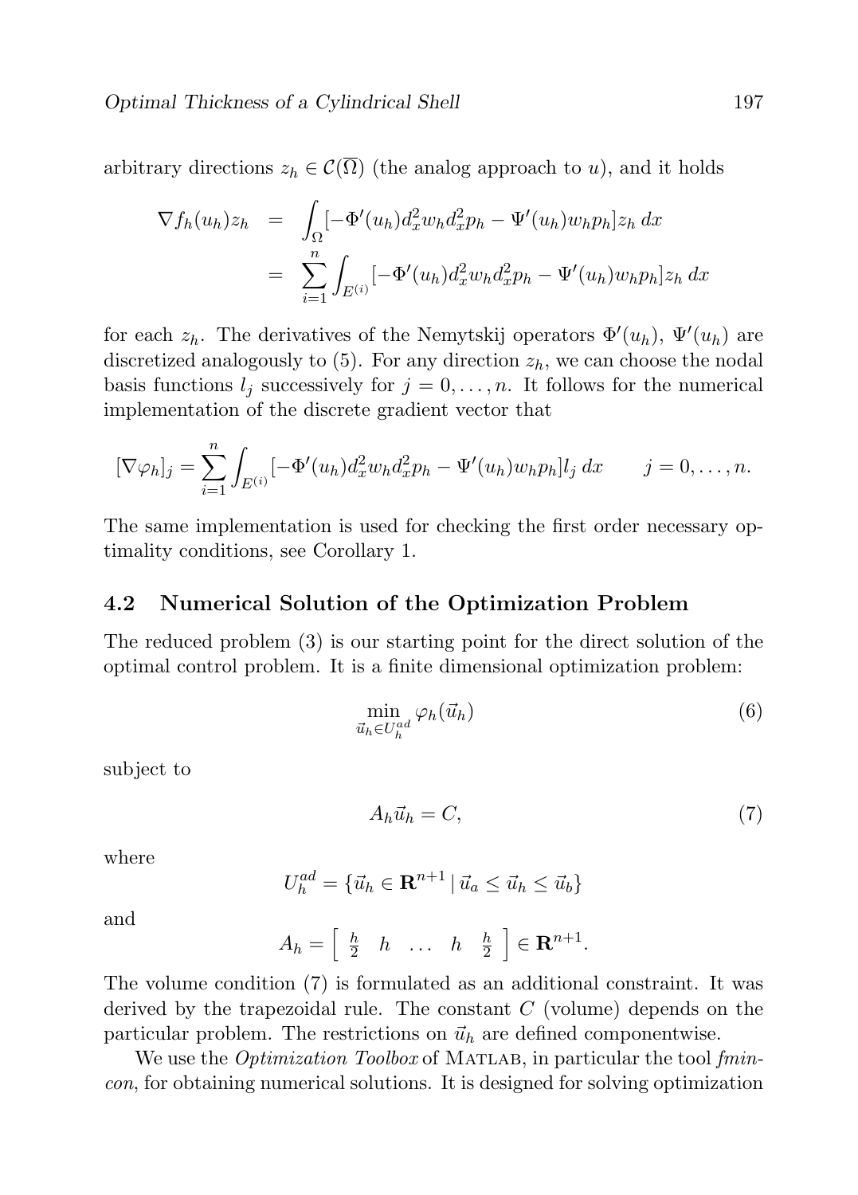arbitrary directions $z_h \in \mathcal{C}(\overline{\Omega})$ (the analog approach to $u$), and it holds

$$
\begin{aligned}
\nabla f_h(u_h) z_h &= \int_\Omega [-\Phi'(u_h) d_x^2 w_h d_x^2 p_h - \Psi'(u_h) w_h p_h] z_h \, dx \\
&= \sum_{i=1}^{n} \int_{E^{(i)}} [-\Phi'(u_h) d_x^2 w_h d_x^2 p_h - \Psi'(u_h) w_h p_h] z_h \, dx
\end{aligned}
$$

for each $z_h$. The derivatives of the Nemytskij operators $\Phi'(u_h)$, $\Psi'(u_h)$ are discretized analogously to (5). For any direction $z_h$, we can choose the nodal basis functions $l_j$ successively for $j = 0, \ldots, n$. It follows for the numerical implementation of the discrete gradient vector that

$$
[\nabla \varphi_h]_j = \sum_{i=1}^{n} \int_{E^{(i)}} [-\Phi'(u_h) d_x^2 w_h d_x^2 p_h - \Psi'(u_h) w_h p_h] l_j \, dx \qquad j = 0, \ldots, n.
$$

The same implementation is used for checking the first order necessary optimality conditions, see Corollary 1.

## 4.2 Numerical Solution of the Optimization Problem

The reduced problem (3) is our starting point for the direct solution of the optimal control problem. It is a finite dimensional optimization problem:

$$
\min_{\vec{u}_h \in U_h^{ad}} \varphi_h(\vec{u}_h) \tag{6}
$$

subject to

$$
A_h \vec{u}_h = C, \tag{7}
$$

where

$$
U_h^{ad} = \{ \vec{u}_h \in \mathbf{R}^{n+1} \,|\, \vec{u}_a \leq \vec{u}_h \leq \vec{u}_b \}
$$

and

$$
A_h = \left[ \begin{array}{ccccc} \frac{h}{2} & h & \ldots & h & \frac{h}{2} \end{array} \right] \in \mathbf{R}^{n+1}.
$$

The volume condition (7) is formulated as an additional constraint. It was derived by the trapezoidal rule. The constant $C$ (volume) depends on the particular problem. The restrictions on $\vec{u}_h$ are defined componentwise.

We use the *Optimization Toolbox* of MATLAB, in particular the tool *fmincon*, for obtaining numerical solutions. It is designed for solving optimization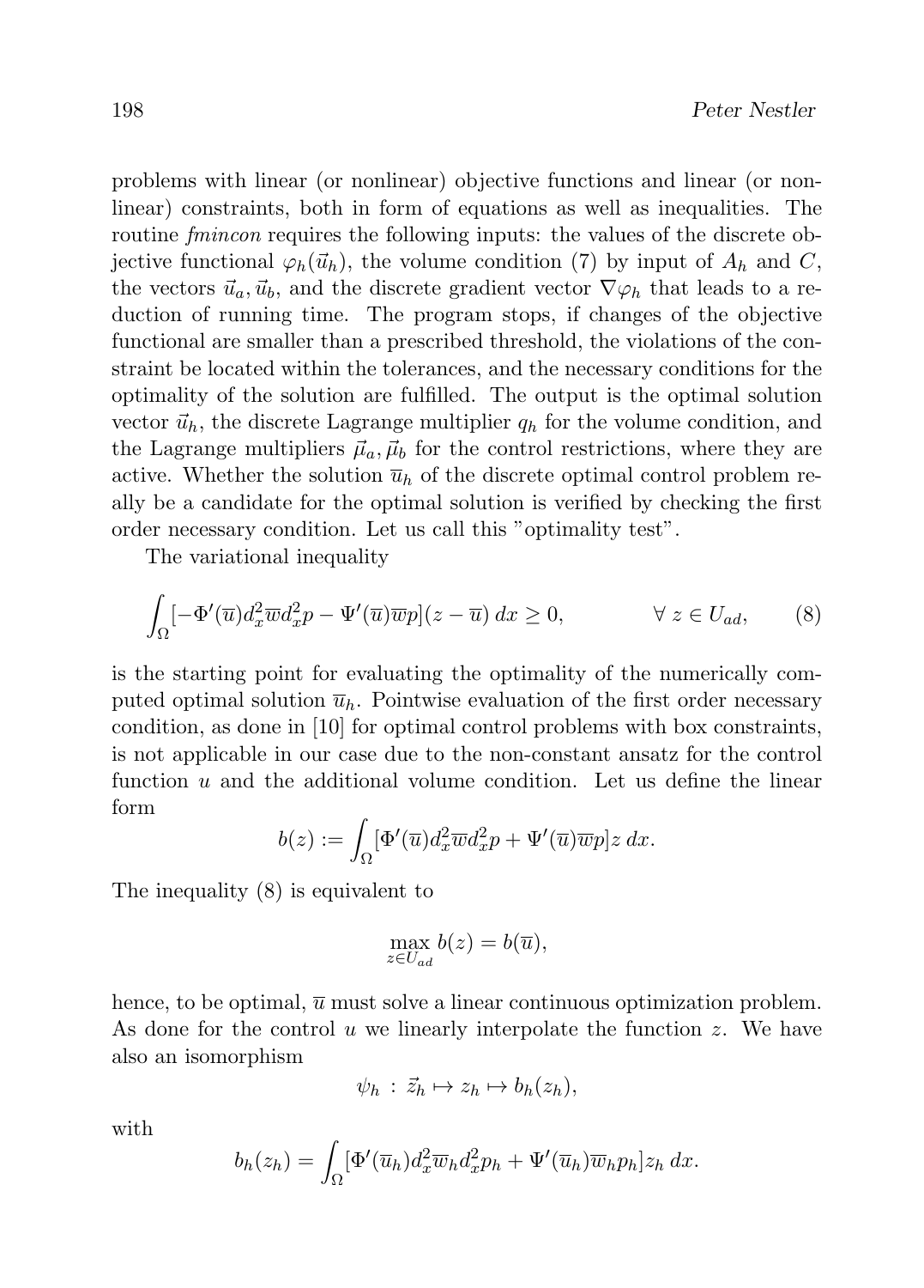problems with linear (or nonlinear) objective functions and linear (or nonlinear) constraints, both in form of equations as well as inequalities. The routine *fmincon* requires the following inputs: the values of the discrete objective functional $\varphi_h(\vec{u}_h)$, the volume condition (7) by input of $A_h$ and $C$, the vectors $\vec{u}_a, \vec{u}_b$, and the discrete gradient vector $\nabla\varphi_h$ that leads to a reduction of running time. The program stops, if changes of the objective functional are smaller than a prescribed threshold, the violations of the constraint be located within the tolerances, and the necessary conditions for the optimality of the solution are fulfilled. The output is the optimal solution vector $\vec{u}_h$, the discrete Lagrange multiplier $q_h$ for the volume condition, and the Lagrange multipliers $\vec{\mu}_a, \vec{\mu}_b$ for the control restrictions, where they are active. Whether the solution $\overline{u}_h$ of the discrete optimal control problem really be a candidate for the optimal solution is verified by checking the first order necessary condition. Let us call this "optimality test".

The variational inequality

$$\int_\Omega [-\Phi'(\overline{u}) d_x^2 \overline{w} d_x^2 p - \Psi'(\overline{u}) \overline{w} p](z - \overline{u})\, dx \geq 0, \qquad \forall\, z \in U_{ad}, \tag{8}$$

is the starting point for evaluating the optimality of the numerically computed optimal solution $\overline{u}_h$. Pointwise evaluation of the first order necessary condition, as done in [10] for optimal control problems with box constraints, is not applicable in our case due to the non-constant ansatz for the control function $u$ and the additional volume condition. Let us define the linear form

$$b(z) := \int_\Omega [\Phi'(\overline{u}) d_x^2 \overline{w} d_x^2 p + \Psi'(\overline{u}) \overline{w} p] z\, dx.$$

The inequality (8) is equivalent to

$$\max_{z \in U_{ad}} b(z) = b(\overline{u}),$$

hence, to be optimal, $\overline{u}$ must solve a linear continuous optimization problem. As done for the control $u$ we linearly interpolate the function $z$. We have also an isomorphism

$$\psi_h \,:\, \vec{z}_h \mapsto z_h \mapsto b_h(z_h),$$

with

$$b_h(z_h) = \int_\Omega [\Phi'(\overline{u}_h) d_x^2 \overline{w}_h d_x^2 p_h + \Psi'(\overline{u}_h) \overline{w}_h p_h] z_h\, dx.$$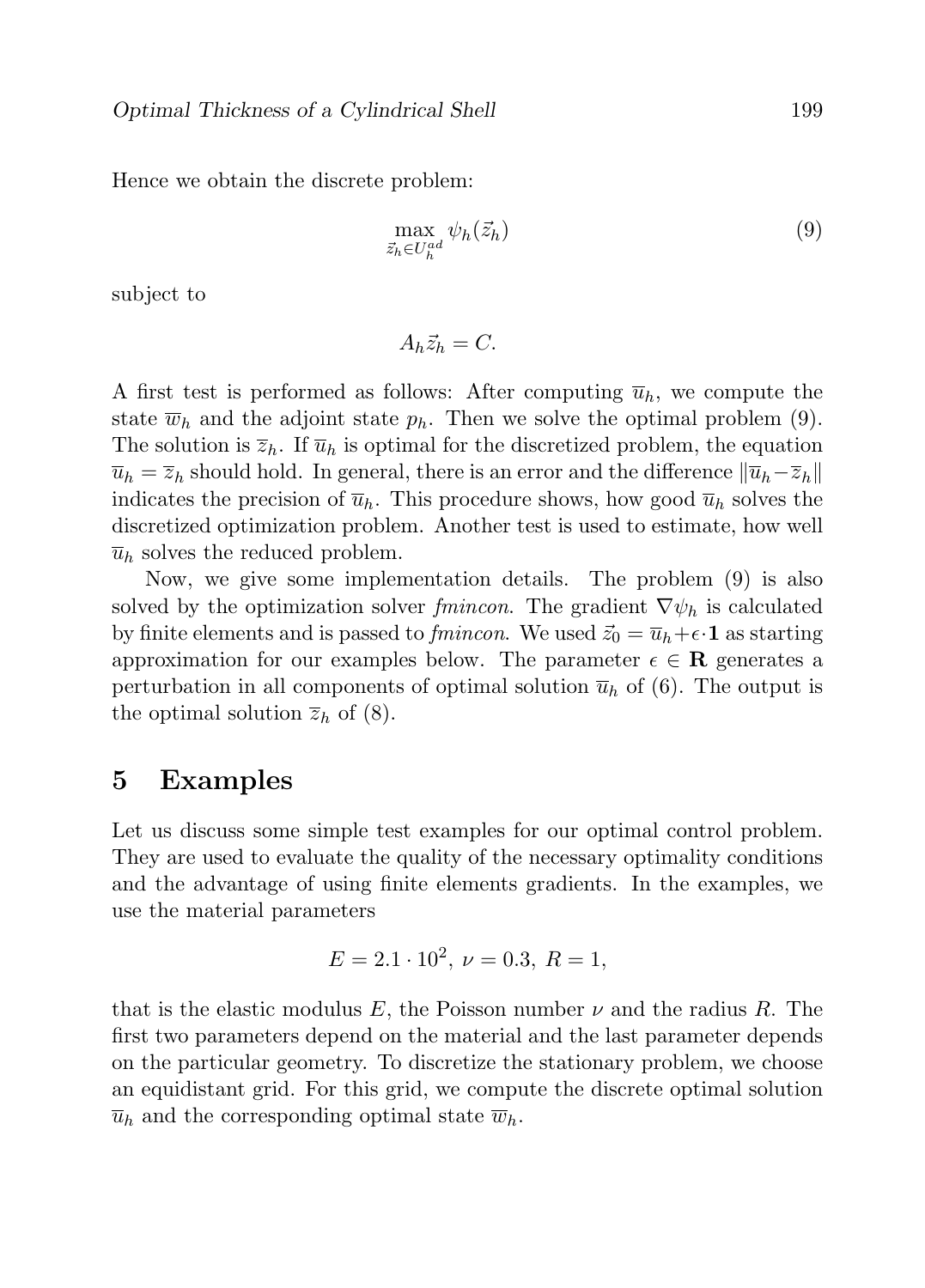Hence we obtain the discrete problem:

$$\max_{\vec{z}_h \in U_h^{ad}} \psi_h(\vec{z}_h) \tag{9}$$

subject to

$$A_h \vec{z}_h = C.$$

A first test is performed as follows: After computing $\overline{u}_h$, we compute the state $\overline{w}_h$ and the adjoint state $p_h$. Then we solve the optimal problem (9). The solution is $\overline{z}_h$. If $\overline{u}_h$ is optimal for the discretized problem, the equation $\overline{u}_h = \overline{z}_h$ should hold. In general, there is an error and the difference $\|\overline{u}_h - \overline{z}_h\|$ indicates the precision of $\overline{u}_h$. This procedure shows, how good $\overline{u}_h$ solves the discretized optimization problem. Another test is used to estimate, how well $\overline{u}_h$ solves the reduced problem.

Now, we give some implementation details. The problem (9) is also solved by the optimization solver *fmincon*. The gradient $\nabla \psi_h$ is calculated by finite elements and is passed to *fmincon*. We used $\vec{z}_0 = \overline{u}_h + \epsilon \cdot \mathbf{1}$ as starting approximation for our examples below. The parameter $\epsilon \in \mathbf{R}$ generates a perturbation in all components of optimal solution $\overline{u}_h$ of (6). The output is the optimal solution $\overline{z}_h$ of (8).

## 5 Examples

Let us discuss some simple test examples for our optimal control problem. They are used to evaluate the quality of the necessary optimality conditions and the advantage of using finite elements gradients. In the examples, we use the material parameters

$$E = 2.1 \cdot 10^2, \; \nu = 0.3, \; R = 1,$$

that is the elastic modulus $E$, the Poisson number $\nu$ and the radius $R$. The first two parameters depend on the material and the last parameter depends on the particular geometry. To discretize the stationary problem, we choose an equidistant grid. For this grid, we compute the discrete optimal solution $\overline{u}_h$ and the corresponding optimal state $\overline{w}_h$.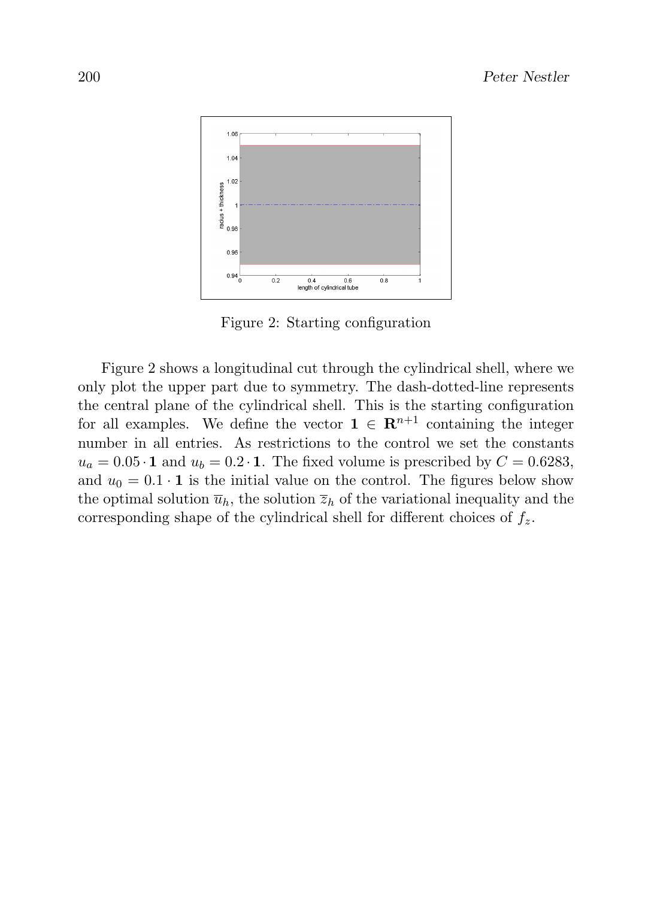Figure 2: Starting configuration

Figure 2 shows a longitudinal cut through the cylindrical shell, where we only plot the upper part due to symmetry. The dash-dotted-line represents the central plane of the cylindrical shell. This is the starting configuration for all examples. We define the vector $\mathbf{1} \in \mathbf{R}^{n+1}$ containing the integer number in all entries. As restrictions to the control we set the constants $u_a = 0.05 \cdot \mathbf{1}$ and $u_b = 0.2 \cdot \mathbf{1}$. The fixed volume is prescribed by $C = 0.6283$, and $u_0 = 0.1 \cdot \mathbf{1}$ is the initial value on the control. The figures below show the optimal solution $\overline{u}_h$, the solution $\overline{z}_h$ of the variational inequality and the corresponding shape of the cylindrical shell for different choices of $f_z$.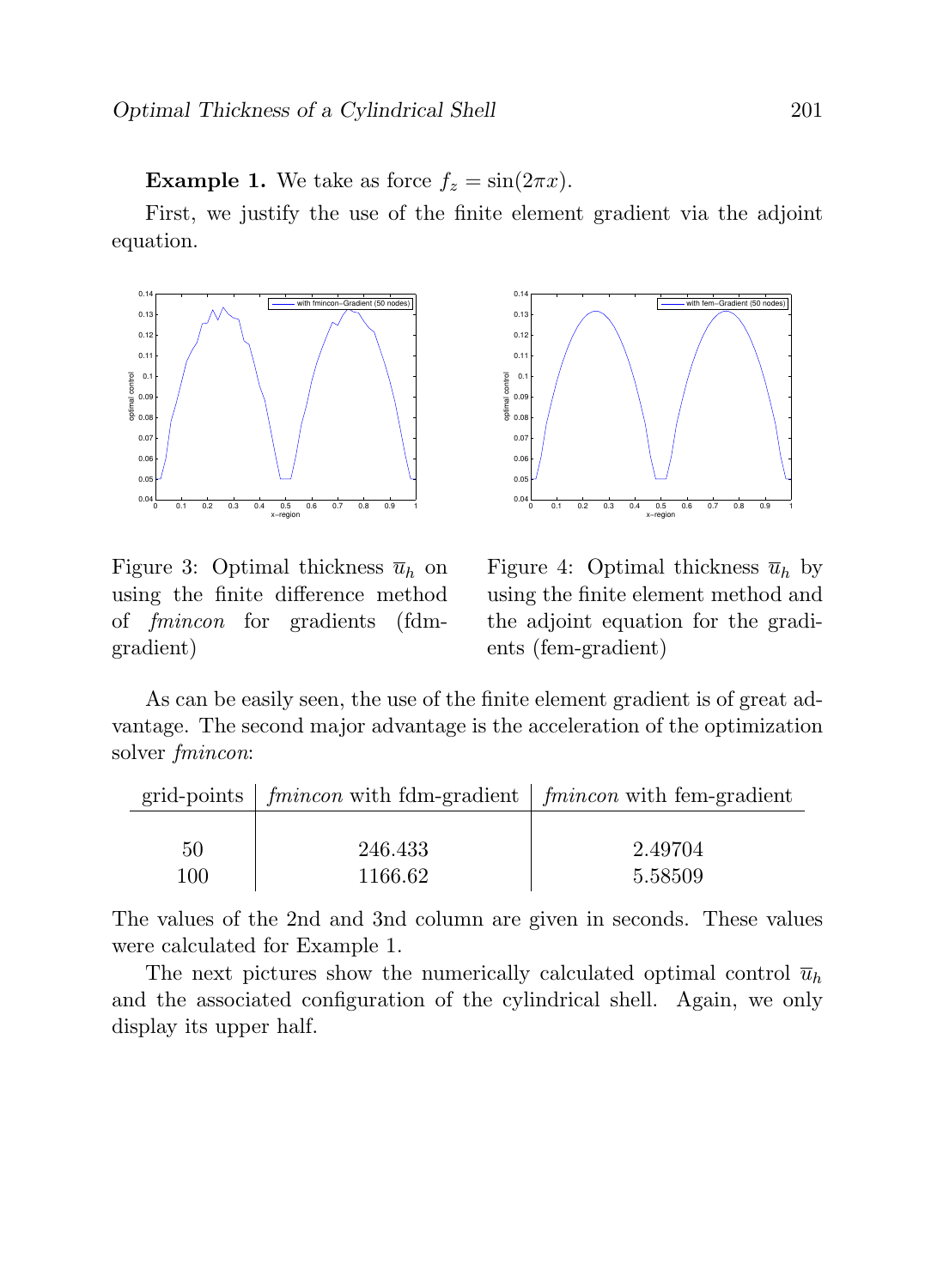**Example 1.** We take as force $f_z = \sin(2\pi x)$.

First, we justify the use of the finite element gradient via the adjoint equation.

Figure 3: Optimal thickness $\overline{u}_h$ on using the finite difference method of *fmincon* for gradients (fdm-gradient)

Figure 4: Optimal thickness $\overline{u}_h$ by using the finite element method and the adjoint equation for the gradients (fem-gradient)

As can be easily seen, the use of the finite element gradient is of great advantage. The second major advantage is the acceleration of the optimization solver *fmincon*:

| grid-points | *fmincon* with fdm-gradient | *fmincon* with fem-gradient |
|---|---|---|
| 50 | 246.433 | 2.49704 |
| 100 | 1166.62 | 5.58509 |

The values of the 2nd and 3nd column are given in seconds. These values were calculated for Example 1.

The next pictures show the numerically calculated optimal control $\overline{u}_h$ and the associated configuration of the cylindrical shell. Again, we only display its upper half.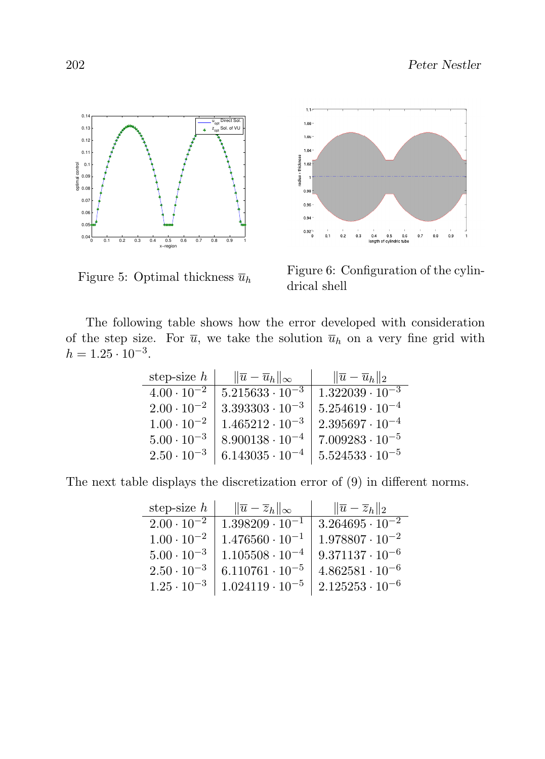Figure 5: Optimal thickness $\overline{u}_h$

Figure 6: Configuration of the cylindrical shell

The following table shows how the error developed with consideration of the step size. For $\overline{u}$, we take the solution $\overline{u}_h$ on a very fine grid with $h = 1.25 \cdot 10^{-3}$.

| step-size $h$ | $\|\overline{u} - \overline{u}_h\|_\infty$ | $\|\overline{u} - \overline{u}_h\|_2$ |
|---|---|---|
| $4.00 \cdot 10^{-2}$ | $5.215633 \cdot 10^{-3}$ | $1.322039 \cdot 10^{-3}$ |
| $2.00 \cdot 10^{-2}$ | $3.393303 \cdot 10^{-3}$ | $5.254619 \cdot 10^{-4}$ |
| $1.00 \cdot 10^{-2}$ | $1.465212 \cdot 10^{-3}$ | $2.395697 \cdot 10^{-4}$ |
| $5.00 \cdot 10^{-3}$ | $8.900138 \cdot 10^{-4}$ | $7.009283 \cdot 10^{-5}$ |
| $2.50 \cdot 10^{-3}$ | $6.143035 \cdot 10^{-4}$ | $5.524533 \cdot 10^{-5}$ |

The next table displays the discretization error of (9) in different norms.

| step-size $h$ | $\|\overline{u} - \overline{z}_h\|_\infty$ | $\|\overline{u} - \overline{z}_h\|_2$ |
|---|---|---|
| $2.00 \cdot 10^{-2}$ | $1.398209 \cdot 10^{-1}$ | $3.264695 \cdot 10^{-2}$ |
| $1.00 \cdot 10^{-2}$ | $1.476560 \cdot 10^{-1}$ | $1.978807 \cdot 10^{-2}$ |
| $5.00 \cdot 10^{-3}$ | $1.105508 \cdot 10^{-4}$ | $9.371137 \cdot 10^{-6}$ |
| $2.50 \cdot 10^{-3}$ | $6.110761 \cdot 10^{-5}$ | $4.862581 \cdot 10^{-6}$ |
| $1.25 \cdot 10^{-3}$ | $1.024119 \cdot 10^{-5}$ | $2.125253 \cdot 10^{-6}$ |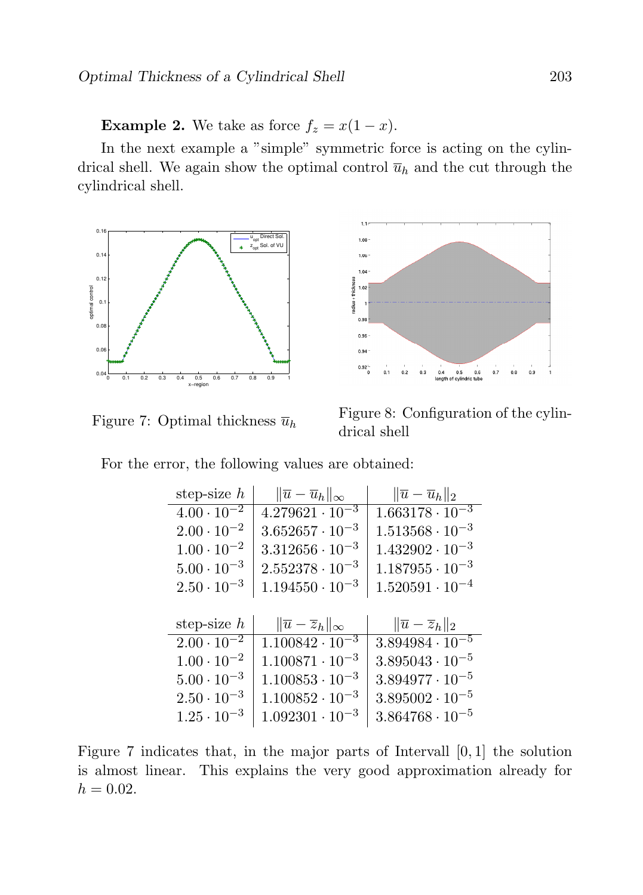**Example 2.** We take as force $f_z = x(1-x)$.

In the next example a "simple" symmetric force is acting on the cylindrical shell. We again show the optimal control $\overline{u}_h$ and the cut through the cylindrical shell.

Figure 7: Optimal thickness $\overline{u}_h$

Figure 8: Configuration of the cylindrical shell

For the error, the following values are obtained:

| step-size $h$ | $\|\overline{u} - \overline{u}_h\|_\infty$ | $\|\overline{u} - \overline{u}_h\|_2$ |
|---|---|---|
| $4.00 \cdot 10^{-2}$ | $4.279621 \cdot 10^{-3}$ | $1.663178 \cdot 10^{-3}$ |
| $2.00 \cdot 10^{-2}$ | $3.652657 \cdot 10^{-3}$ | $1.513568 \cdot 10^{-3}$ |
| $1.00 \cdot 10^{-2}$ | $3.312656 \cdot 10^{-3}$ | $1.432902 \cdot 10^{-3}$ |
| $5.00 \cdot 10^{-3}$ | $2.552378 \cdot 10^{-3}$ | $1.187955 \cdot 10^{-3}$ |
| $2.50 \cdot 10^{-3}$ | $1.194550 \cdot 10^{-3}$ | $1.520591 \cdot 10^{-4}$ |

| step-size $h$ | $\|\overline{u} - \overline{z}_h\|_\infty$ | $\|\overline{u} - \overline{z}_h\|_2$ |
|---|---|---|
| $2.00 \cdot 10^{-2}$ | $1.100842 \cdot 10^{-3}$ | $3.894984 \cdot 10^{-5}$ |
| $1.00 \cdot 10^{-2}$ | $1.100871 \cdot 10^{-3}$ | $3.895043 \cdot 10^{-5}$ |
| $5.00 \cdot 10^{-3}$ | $1.100853 \cdot 10^{-3}$ | $3.894977 \cdot 10^{-5}$ |
| $2.50 \cdot 10^{-3}$ | $1.100852 \cdot 10^{-3}$ | $3.895002 \cdot 10^{-5}$ |
| $1.25 \cdot 10^{-3}$ | $1.092301 \cdot 10^{-3}$ | $3.864768 \cdot 10^{-5}$ |

Figure 7 indicates that, in the major parts of Intervall $[0, 1]$ the solution is almost linear. This explains the very good approximation already for $h = 0.02$.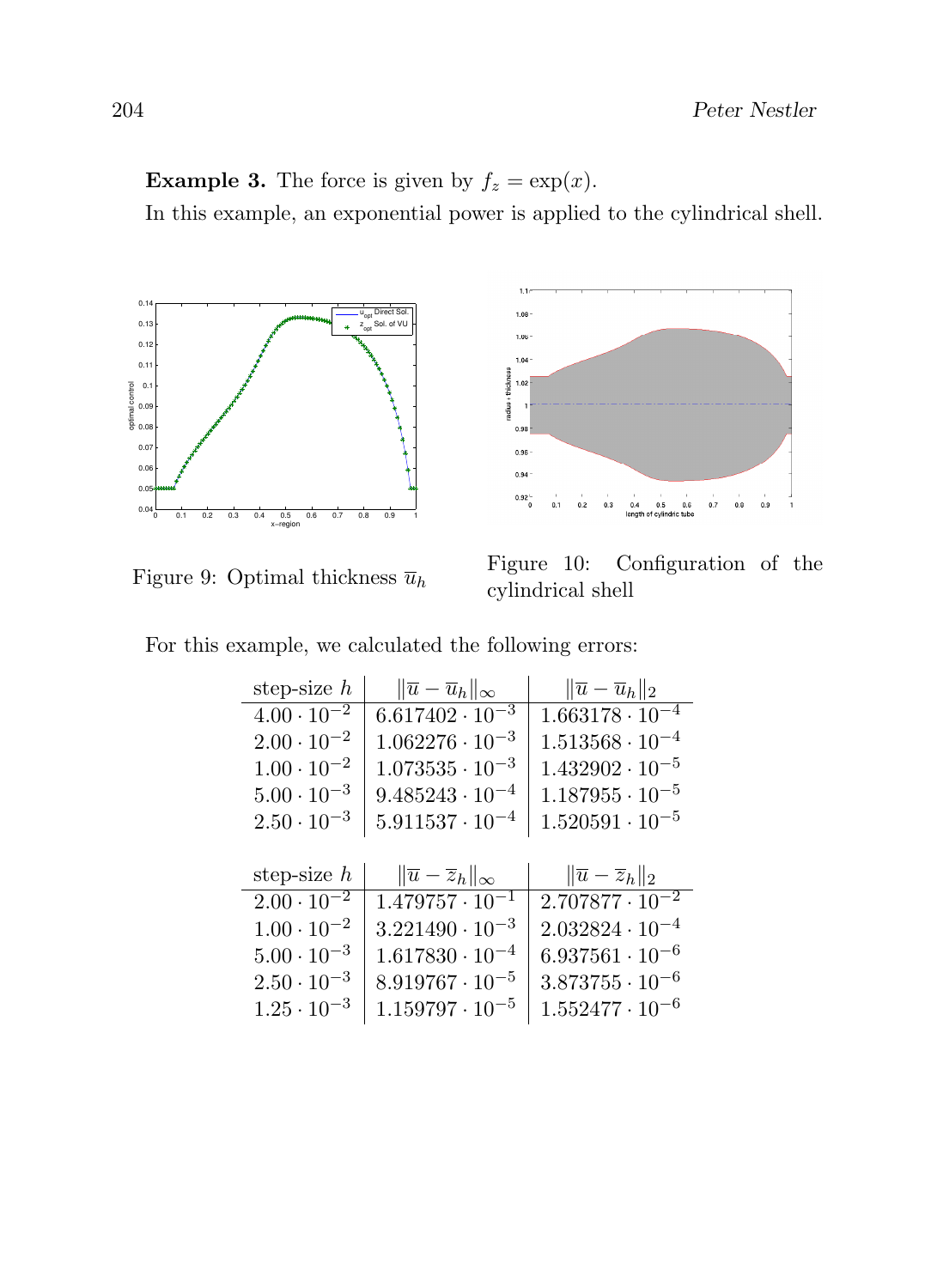**Example 3.** The force is given by $f_z = \exp(x)$.

In this example, an exponential power is applied to the cylindrical shell.

Figure 9: Optimal thickness $\overline{u}_h$

Figure 10: Configuration of the cylindrical shell

For this example, we calculated the following errors:

| step-size $h$ | $\|\overline{u} - \overline{u}_h\|_\infty$ | $\|\overline{u} - \overline{u}_h\|_2$ |
|---|---|---|
| $4.00 \cdot 10^{-2}$ | $6.617402 \cdot 10^{-3}$ | $1.663178 \cdot 10^{-4}$ |
| $2.00 \cdot 10^{-2}$ | $1.062276 \cdot 10^{-3}$ | $1.513568 \cdot 10^{-4}$ |
| $1.00 \cdot 10^{-2}$ | $1.073535 \cdot 10^{-3}$ | $1.432902 \cdot 10^{-5}$ |
| $5.00 \cdot 10^{-3}$ | $9.485243 \cdot 10^{-4}$ | $1.187955 \cdot 10^{-5}$ |
| $2.50 \cdot 10^{-3}$ | $5.911537 \cdot 10^{-4}$ | $1.520591 \cdot 10^{-5}$ |

| step-size $h$ | $\|\overline{u} - \overline{z}_h\|_\infty$ | $\|\overline{u} - \overline{z}_h\|_2$ |
|---|---|---|
| $2.00 \cdot 10^{-2}$ | $1.479757 \cdot 10^{-1}$ | $2.707877 \cdot 10^{-2}$ |
| $1.00 \cdot 10^{-2}$ | $3.221490 \cdot 10^{-3}$ | $2.032824 \cdot 10^{-4}$ |
| $5.00 \cdot 10^{-3}$ | $1.617830 \cdot 10^{-4}$ | $6.937561 \cdot 10^{-6}$ |
| $2.50 \cdot 10^{-3}$ | $8.919767 \cdot 10^{-5}$ | $3.873755 \cdot 10^{-6}$ |
| $1.25 \cdot 10^{-3}$ | $1.159797 \cdot 10^{-5}$ | $1.552477 \cdot 10^{-6}$ |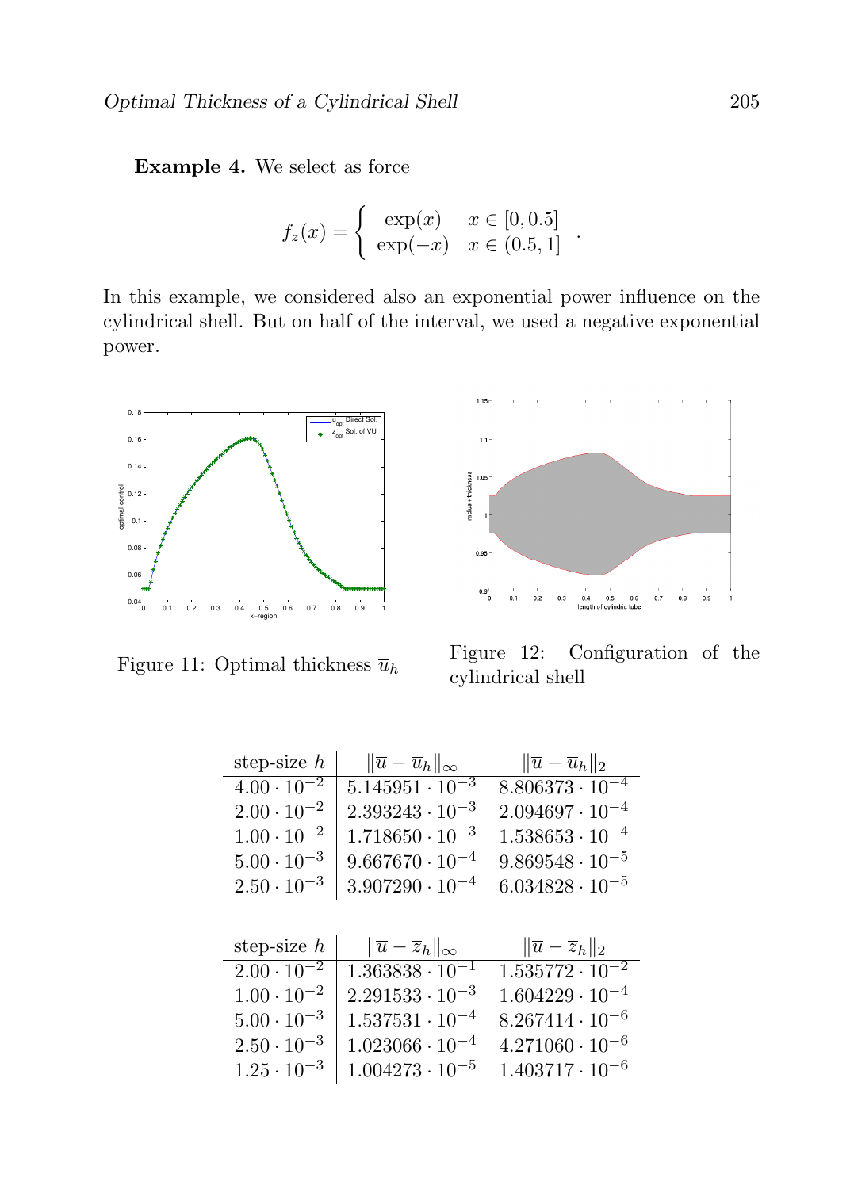**Example 4.** We select as force

$$f_z(x) = \begin{cases} \exp(x) & x \in [0, 0.5] \\ \exp(-x) & x \in (0.5, 1] \end{cases}.$$

In this example, we considered also an exponential power influence on the cylindrical shell. But on half of the interval, we used a negative exponential power.

Figure 11: Optimal thickness $\overline{u}_h$

Figure 12: Configuration of the cylindrical shell

| step-size $h$ | $\|\overline{u} - \overline{u}_h\|_\infty$ | $\|\overline{u} - \overline{u}_h\|_2$ |
|---|---|---|
| $4.00 \cdot 10^{-2}$ | $5.145951 \cdot 10^{-3}$ | $8.806373 \cdot 10^{-4}$ |
| $2.00 \cdot 10^{-2}$ | $2.393243 \cdot 10^{-3}$ | $2.094697 \cdot 10^{-4}$ |
| $1.00 \cdot 10^{-2}$ | $1.718650 \cdot 10^{-3}$ | $1.538653 \cdot 10^{-4}$ |
| $5.00 \cdot 10^{-3}$ | $9.667670 \cdot 10^{-4}$ | $9.869548 \cdot 10^{-5}$ |
| $2.50 \cdot 10^{-3}$ | $3.907290 \cdot 10^{-4}$ | $6.034828 \cdot 10^{-5}$ |

| step-size $h$ | $\|\overline{u} - \overline{z}_h\|_\infty$ | $\|\overline{u} - \overline{z}_h\|_2$ |
|---|---|---|
| $2.00 \cdot 10^{-2}$ | $1.363838 \cdot 10^{-1}$ | $1.535772 \cdot 10^{-2}$ |
| $1.00 \cdot 10^{-2}$ | $2.291533 \cdot 10^{-3}$ | $1.604229 \cdot 10^{-4}$ |
| $5.00 \cdot 10^{-3}$ | $1.537531 \cdot 10^{-4}$ | $8.267414 \cdot 10^{-6}$ |
| $2.50 \cdot 10^{-3}$ | $1.023066 \cdot 10^{-4}$ | $4.271060 \cdot 10^{-6}$ |
| $1.25 \cdot 10^{-3}$ | $1.004273 \cdot 10^{-5}$ | $1.403717 \cdot 10^{-6}$ |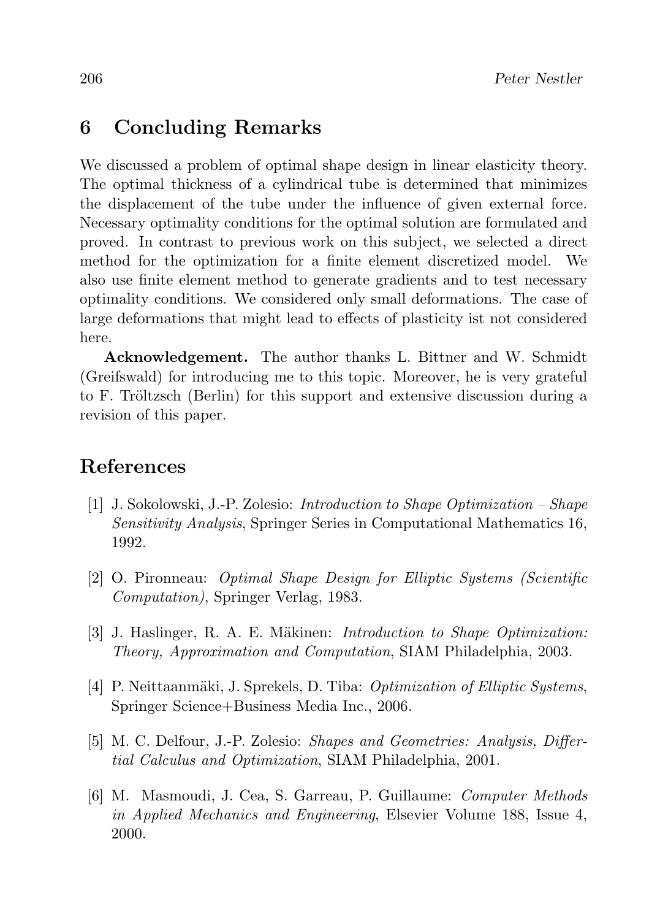## 6 Concluding Remarks

We discussed a problem of optimal shape design in linear elasticity theory. The optimal thickness of a cylindrical tube is determined that minimizes the displacement of the tube under the influence of given external force. Necessary optimality conditions for the optimal solution are formulated and proved. In contrast to previous work on this subject, we selected a direct method for the optimization for a finite element discretized model. We also use finite element method to generate gradients and to test necessary optimality conditions. We considered only small deformations. The case of large deformations that might lead to effects of plasticity ist not considered here.

**Acknowledgement.** The author thanks L. Bittner and W. Schmidt (Greifswald) for introducing me to this topic. Moreover, he is very grateful to F. Tröltzsch (Berlin) for this support and extensive discussion during a revision of this paper.

## References

[1] J. Sokolowski, J.-P. Zolesio: *Introduction to Shape Optimization – Shape Sensitivity Analysis*, Springer Series in Computational Mathematics 16, 1992.

[2] O. Pironneau: *Optimal Shape Design for Elliptic Systems (Scientific Computation)*, Springer Verlag, 1983.

[3] J. Haslinger, R. A. E. Mäkinen: *Introduction to Shape Optimization: Theory, Approximation and Computation*, SIAM Philadelphia, 2003.

[4] P. Neittaanmäki, J. Sprekels, D. Tiba: *Optimization of Elliptic Systems*, Springer Science+Business Media Inc., 2006.

[5] M. C. Delfour, J.-P. Zolesio: *Shapes and Geometries: Analysis, Differtial Calculus and Optimization*, SIAM Philadelphia, 2001.

[6] M. Masmoudi, J. Cea, S. Garreau, P. Guillaume: *Computer Methods in Applied Mechanics and Engineering*, Elsevier Volume 188, Issue 4, 2000.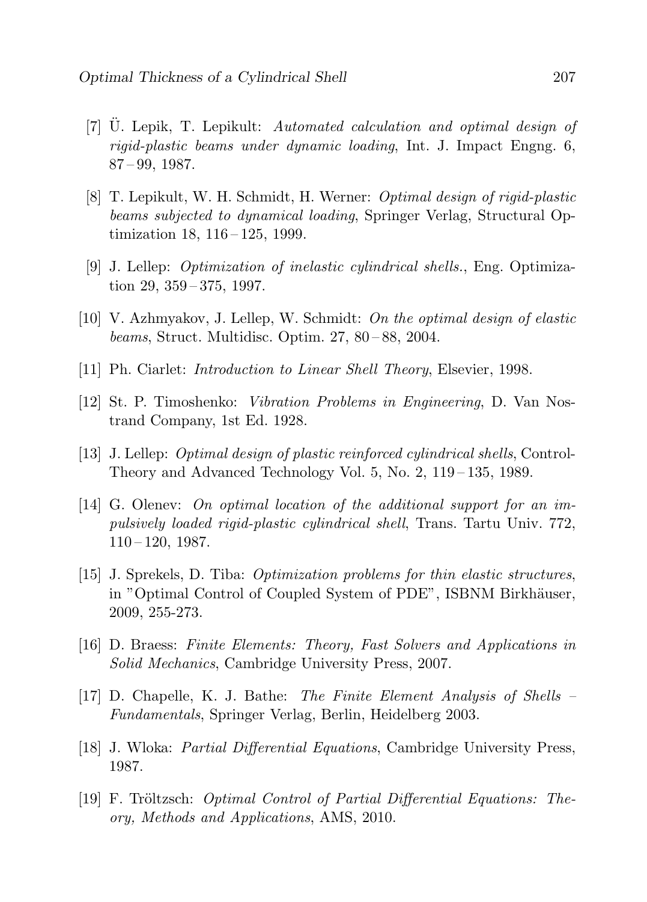[7] Ü. Lepik, T. Lepikult: *Automated calculation and optimal design of rigid-plastic beams under dynamic loading*, Int. J. Impact Engng. 6, 87 – 99, 1987.

[8] T. Lepikult, W. H. Schmidt, H. Werner: *Optimal design of rigid-plastic beams subjected to dynamical loading*, Springer Verlag, Structural Optimization 18, 116 – 125, 1999.

[9] J. Lellep: *Optimization of inelastic cylindrical shells.*, Eng. Optimization 29, 359 – 375, 1997.

[10] V. Azhmyakov, J. Lellep, W. Schmidt: *On the optimal design of elastic beams*, Struct. Multidisc. Optim. 27, 80 – 88, 2004.

[11] Ph. Ciarlet: *Introduction to Linear Shell Theory*, Elsevier, 1998.

[12] St. P. Timoshenko: *Vibration Problems in Engineering*, D. Van Nostrand Company, 1st Ed. 1928.

[13] J. Lellep: *Optimal design of plastic reinforced cylindrical shells*, Control-Theory and Advanced Technology Vol. 5, No. 2, 119 – 135, 1989.

[14] G. Olenev: *On optimal location of the additional support for an impulsively loaded rigid-plastic cylindrical shell*, Trans. Tartu Univ. 772, 110 – 120, 1987.

[15] J. Sprekels, D. Tiba: *Optimization problems for thin elastic structures*, in "Optimal Control of Coupled System of PDE", ISBNM Birkhäuser, 2009, 255-273.

[16] D. Braess: *Finite Elements: Theory, Fast Solvers and Applications in Solid Mechanics*, Cambridge University Press, 2007.

[17] D. Chapelle, K. J. Bathe: *The Finite Element Analysis of Shells – Fundamentals*, Springer Verlag, Berlin, Heidelberg 2003.

[18] J. Wloka: *Partial Differential Equations*, Cambridge University Press, 1987.

[19] F. Tröltzsch: *Optimal Control of Partial Differential Equations: Theory, Methods and Applications*, AMS, 2010.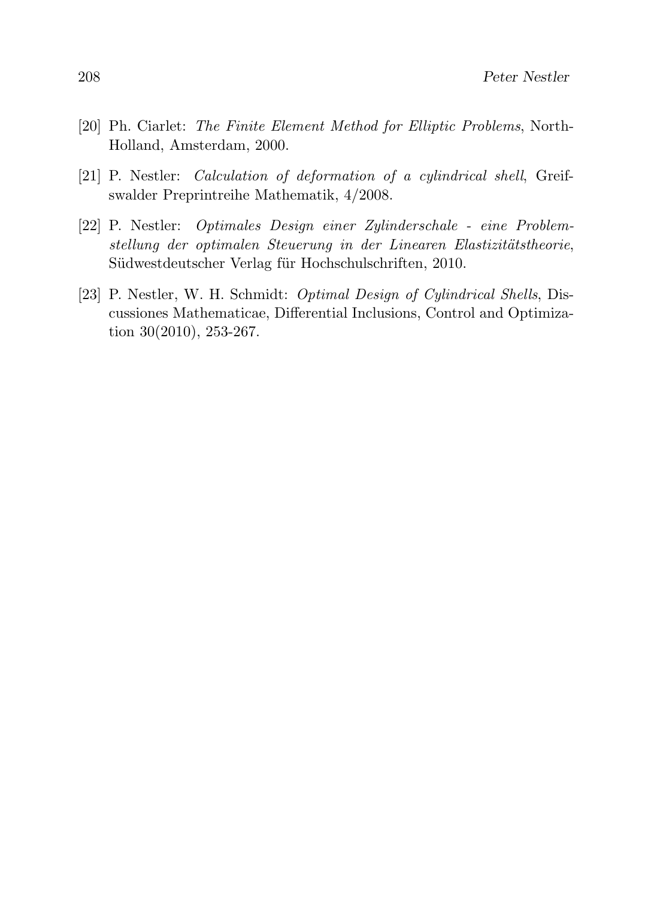[20] Ph. Ciarlet: *The Finite Element Method for Elliptic Problems*, North-Holland, Amsterdam, 2000.

[21] P. Nestler: *Calculation of deformation of a cylindrical shell*, Greifswalder Preprintreihe Mathematik, 4/2008.

[22] P. Nestler: *Optimales Design einer Zylinderschale - eine Problemstellung der optimalen Steuerung in der Linearen Elastizitätstheorie*, Südwestdeutscher Verlag für Hochschulschriften, 2010.

[23] P. Nestler, W. H. Schmidt: *Optimal Design of Cylindrical Shells*, Discussiones Mathematicae, Differential Inclusions, Control and Optimization 30(2010), 253-267.